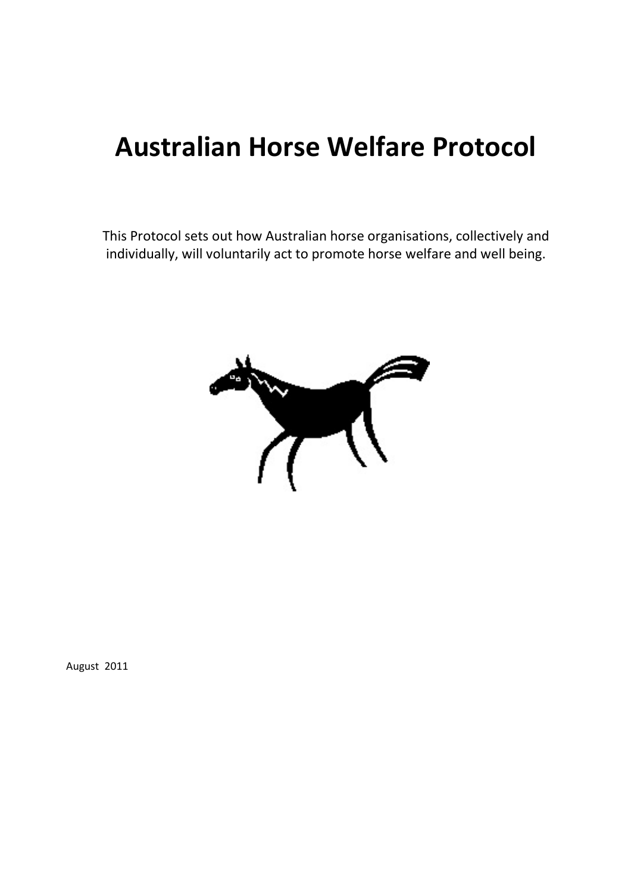# Australian Horse Welfare Protocol

This Protocol sets out how Australian horse organisations, collectively and individually, will voluntarily act to promote horse welfare and well being.

August 2011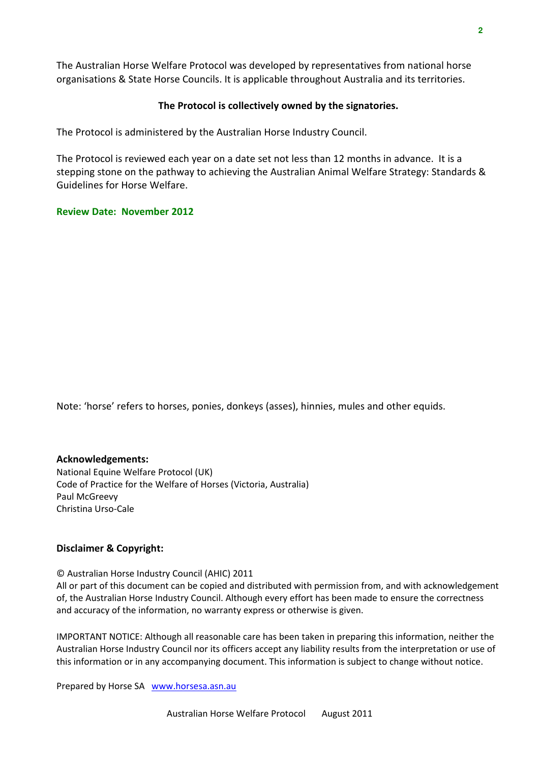The Australian Horse Welfare Protocol was developed by representatives from national horse organisations & State Horse Councils. It is applicable throughout Australia and its territories.

**The Protocol is collectively owned by the signatories.**

The Protocol is administered by the Australian Horse Industry Council.

The Protocol is reviewed each year on a date set not less than 12 months in advance. It is a stepping stone on the pathway to achieving the Australian Animal Welfare Strategy: Standards & Guidelines for Horse Welfare.

**Review Date: November 2012**

Note: 'horse' refers to horses, ponies, donkeys (asses), hinnies, mules and other equids.

**Acknowledgements:**

National Equine Welfare Protocol (UK)
Code of Practice for the Welfare of Horses (Victoria, Australia)
Paul McGreevy
Christina Urso-Cale

**Disclaimer & Copyright:**

© Australian Horse Industry Council (AHIC) 2011
All or part of this document can be copied and distributed with permission from, and with acknowledgement of, the Australian Horse Industry Council. Although every effort has been made to ensure the correctness and accuracy of the information, no warranty express or otherwise is given.

IMPORTANT NOTICE: Although all reasonable care has been taken in preparing this information, neither the Australian Horse Industry Council nor its officers accept any liability results from the interpretation or use of this information or in any accompanying document. This information is subject to change without notice.

Prepared by Horse SA [www.horsesa.asn.au](http://www.horsesa.asn.au)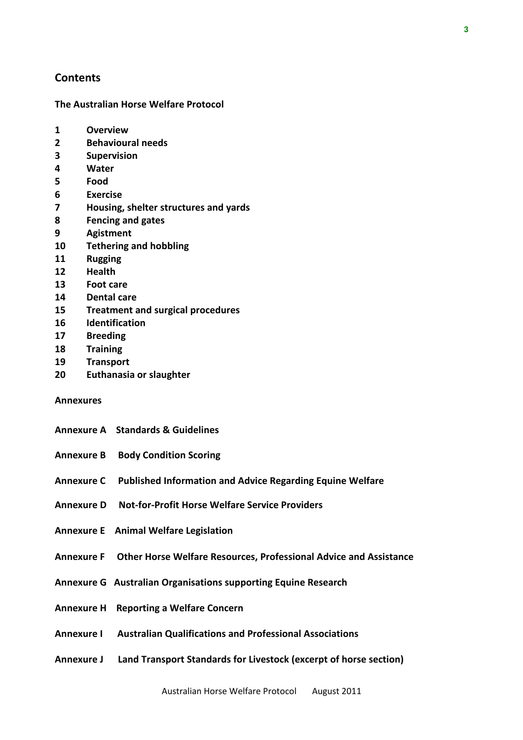## Contents

**The Australian Horse Welfare Protocol**

1 **Overview**
2 **Behavioural needs**
3 **Supervision**
4 **Water**
5 **Food**
6 **Exercise**
7 **Housing, shelter structures and yards**
8 **Fencing and gates**
9 **Agistment**
10 **Tethering and hobbling**
11 **Rugging**
12 **Health**
13 **Foot care**
14 **Dental care**
15 **Treatment and surgical procedures**
16 **Identification**
17 **Breeding**
18 **Training**
19 **Transport**
20 **Euthanasia or slaughter**

**Annexures**

**Annexure A Standards & Guidelines**

**Annexure B Body Condition Scoring**

**Annexure C Published Information and Advice Regarding Equine Welfare**

**Annexure D Not-for-Profit Horse Welfare Service Providers**

**Annexure E Animal Welfare Legislation**

**Annexure F Other Horse Welfare Resources, Professional Advice and Assistance**

**Annexure G Australian Organisations supporting Equine Research**

**Annexure H Reporting a Welfare Concern**

**Annexure I Australian Qualifications and Professional Associations**

**Annexure J Land Transport Standards for Livestock (excerpt of horse section)**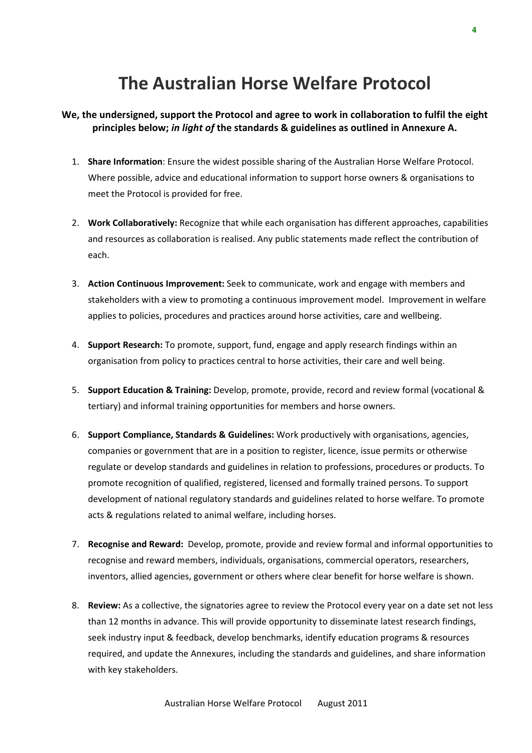# The Australian Horse Welfare Protocol

**We, the undersigned, support the Protocol and agree to work in collaboration to fulfil the eight principles below;** ***in light of*** **the standards & guidelines as outlined in Annexure A.**

1. **Share Information**: Ensure the widest possible sharing of the Australian Horse Welfare Protocol. Where possible, advice and educational information to support horse owners & organisations to meet the Protocol is provided for free.

2. **Work Collaboratively:** Recognize that while each organisation has different approaches, capabilities and resources as collaboration is realised. Any public statements made reflect the contribution of each.

3. **Action Continuous Improvement:** Seek to communicate, work and engage with members and stakeholders with a view to promoting a continuous improvement model. Improvement in welfare applies to policies, procedures and practices around horse activities, care and wellbeing.

4. **Support Research:** To promote, support, fund, engage and apply research findings within an organisation from policy to practices central to horse activities, their care and well being.

5. **Support Education & Training:** Develop, promote, provide, record and review formal (vocational & tertiary) and informal training opportunities for members and horse owners.

6. **Support Compliance, Standards & Guidelines:** Work productively with organisations, agencies, companies or government that are in a position to register, licence, issue permits or otherwise regulate or develop standards and guidelines in relation to professions, procedures or products. To promote recognition of qualified, registered, licensed and formally trained persons. To support development of national regulatory standards and guidelines related to horse welfare. To promote acts & regulations related to animal welfare, including horses.

7. **Recognise and Reward:** Develop, promote, provide and review formal and informal opportunities to recognise and reward members, individuals, organisations, commercial operators, researchers, inventors, allied agencies, government or others where clear benefit for horse welfare is shown.

8. **Review:** As a collective, the signatories agree to review the Protocol every year on a date set not less than 12 months in advance. This will provide opportunity to disseminate latest research findings, seek industry input & feedback, develop benchmarks, identify education programs & resources required, and update the Annexures, including the standards and guidelines, and share information with key stakeholders.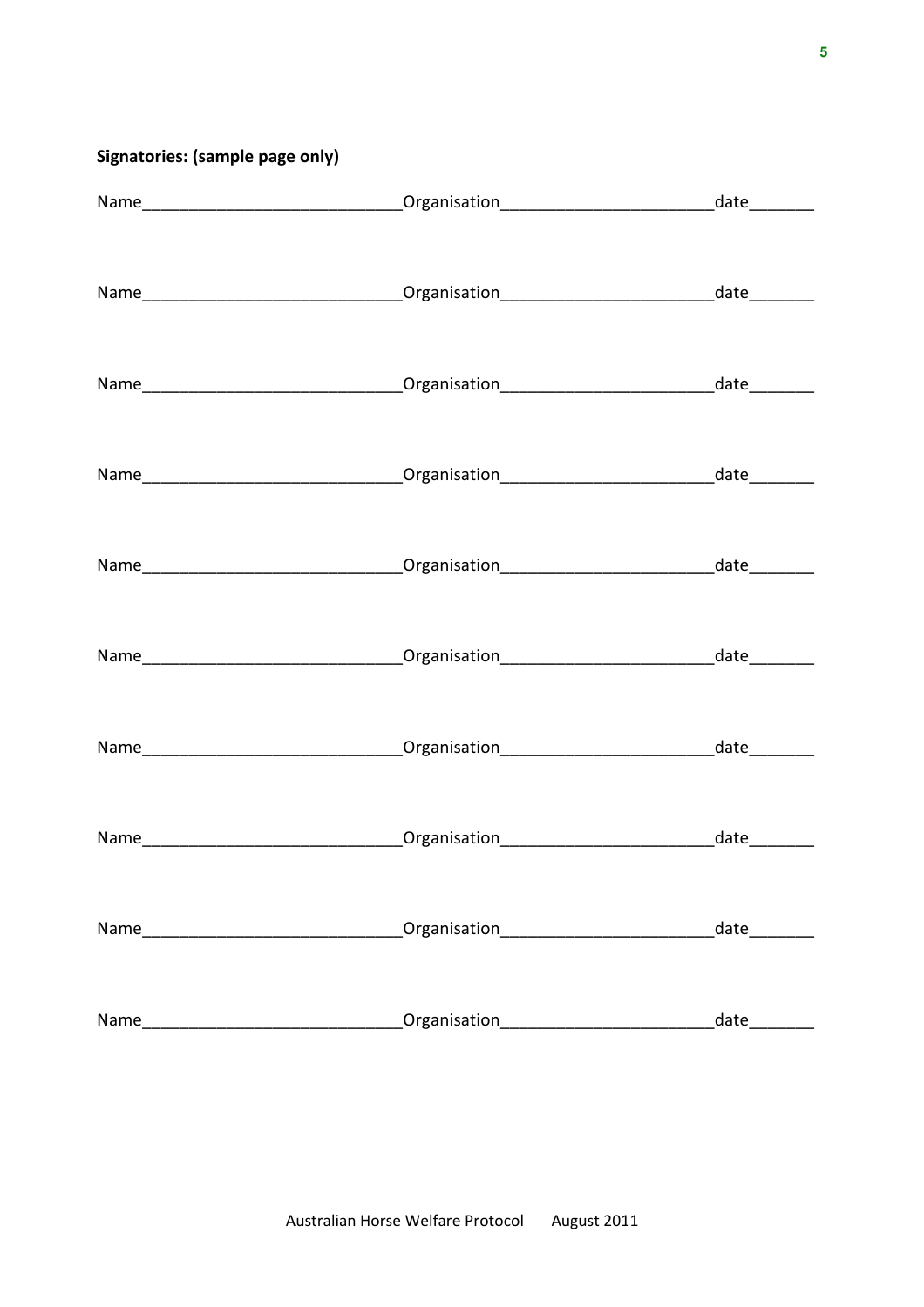**Signatories: (sample page only)**

Name____________________________Organisation_______________________date_______

Name____________________________Organisation_______________________date_______

Name____________________________Organisation_______________________date_______

Name____________________________Organisation_______________________date_______

Name____________________________Organisation_______________________date_______

Name____________________________Organisation_______________________date_______

Name____________________________Organisation_______________________date_______

Name____________________________Organisation_______________________date_______

Name____________________________Organisation_______________________date_______

Name____________________________Organisation_______________________date_______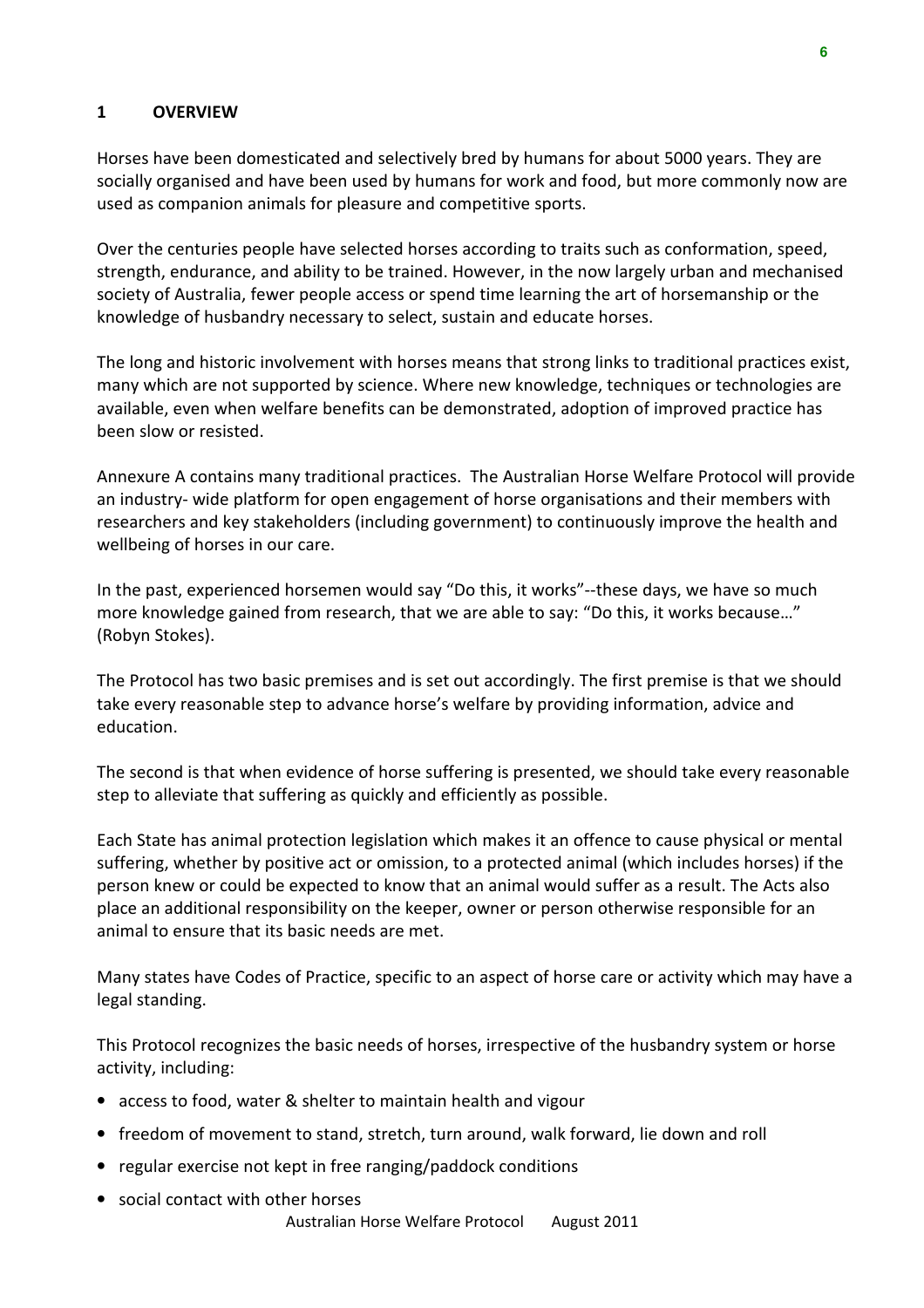# 1 OVERVIEW

Horses have been domesticated and selectively bred by humans for about 5000 years. They are socially organised and have been used by humans for work and food, but more commonly now are used as companion animals for pleasure and competitive sports.

Over the centuries people have selected horses according to traits such as conformation, speed, strength, endurance, and ability to be trained. However, in the now largely urban and mechanised society of Australia, fewer people access or spend time learning the art of horsemanship or the knowledge of husbandry necessary to select, sustain and educate horses.

The long and historic involvement with horses means that strong links to traditional practices exist, many which are not supported by science. Where new knowledge, techniques or technologies are available, even when welfare benefits can be demonstrated, adoption of improved practice has been slow or resisted.

Annexure A contains many traditional practices. The Australian Horse Welfare Protocol will provide an industry- wide platform for open engagement of horse organisations and their members with researchers and key stakeholders (including government) to continuously improve the health and wellbeing of horses in our care.

In the past, experienced horsemen would say "Do this, it works"--these days, we have so much more knowledge gained from research, that we are able to say: "Do this, it works because…" (Robyn Stokes).

The Protocol has two basic premises and is set out accordingly. The first premise is that we should take every reasonable step to advance horse's welfare by providing information, advice and education.

The second is that when evidence of horse suffering is presented, we should take every reasonable step to alleviate that suffering as quickly and efficiently as possible.

Each State has animal protection legislation which makes it an offence to cause physical or mental suffering, whether by positive act or omission, to a protected animal (which includes horses) if the person knew or could be expected to know that an animal would suffer as a result. The Acts also place an additional responsibility on the keeper, owner or person otherwise responsible for an animal to ensure that its basic needs are met.

Many states have Codes of Practice, specific to an aspect of horse care or activity which may have a legal standing.

This Protocol recognizes the basic needs of horses, irrespective of the husbandry system or horse activity, including:

- access to food, water & shelter to maintain health and vigour
- freedom of movement to stand, stretch, turn around, walk forward, lie down and roll
- regular exercise not kept in free ranging/paddock conditions
- social contact with other horses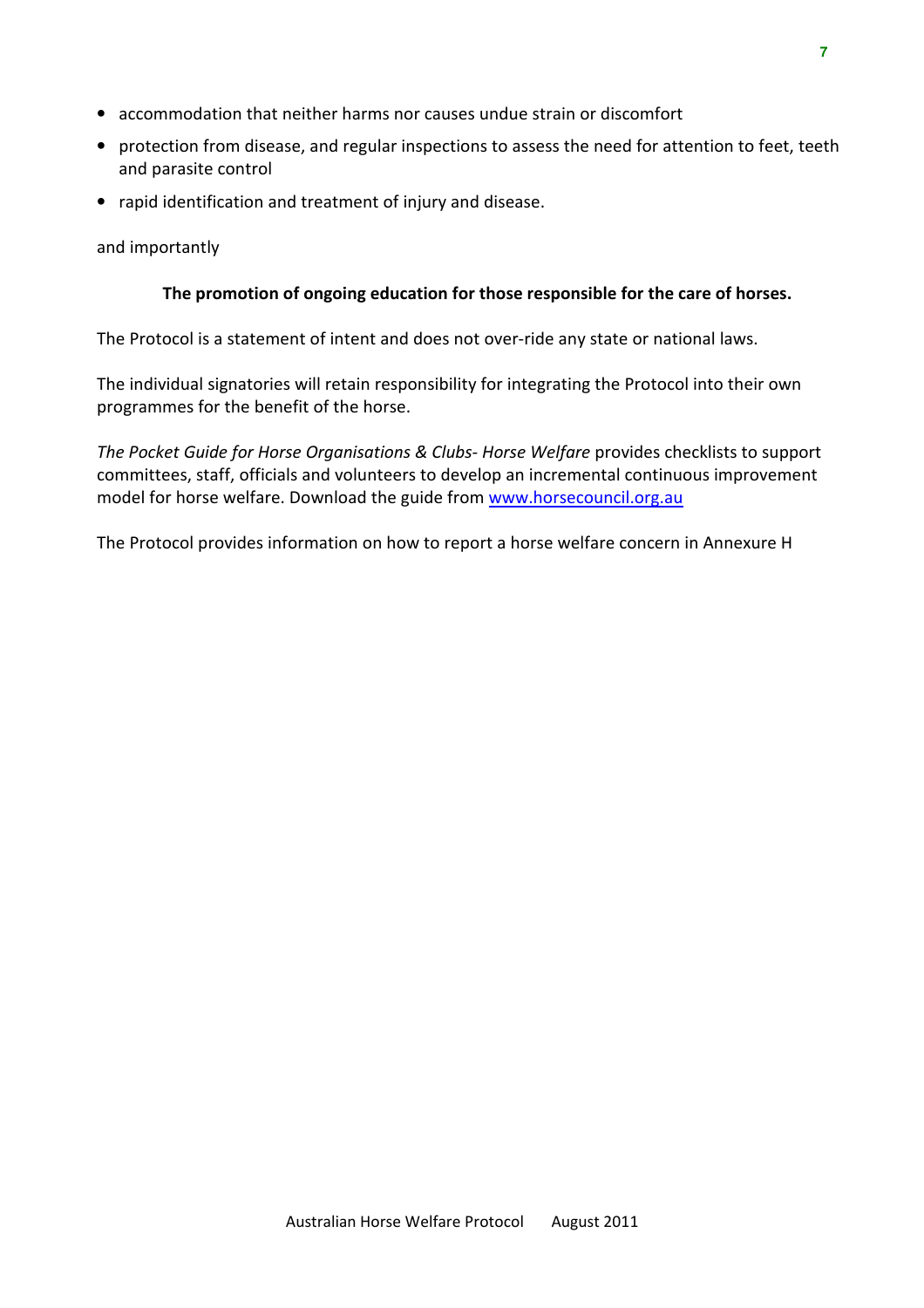- accommodation that neither harms nor causes undue strain or discomfort
- protection from disease, and regular inspections to assess the need for attention to feet, teeth and parasite control
- rapid identification and treatment of injury and disease.

and importantly

**The promotion of ongoing education for those responsible for the care of horses.**

The Protocol is a statement of intent and does not over-ride any state or national laws.

The individual signatories will retain responsibility for integrating the Protocol into their own programmes for the benefit of the horse.

*The Pocket Guide for Horse Organisations & Clubs- Horse Welfare* provides checklists to support committees, staff, officials and volunteers to develop an incremental continuous improvement model for horse welfare. Download the guide from [www.horsecouncil.org.au](http://www.horsecouncil.org.au)

The Protocol provides information on how to report a horse welfare concern in Annexure H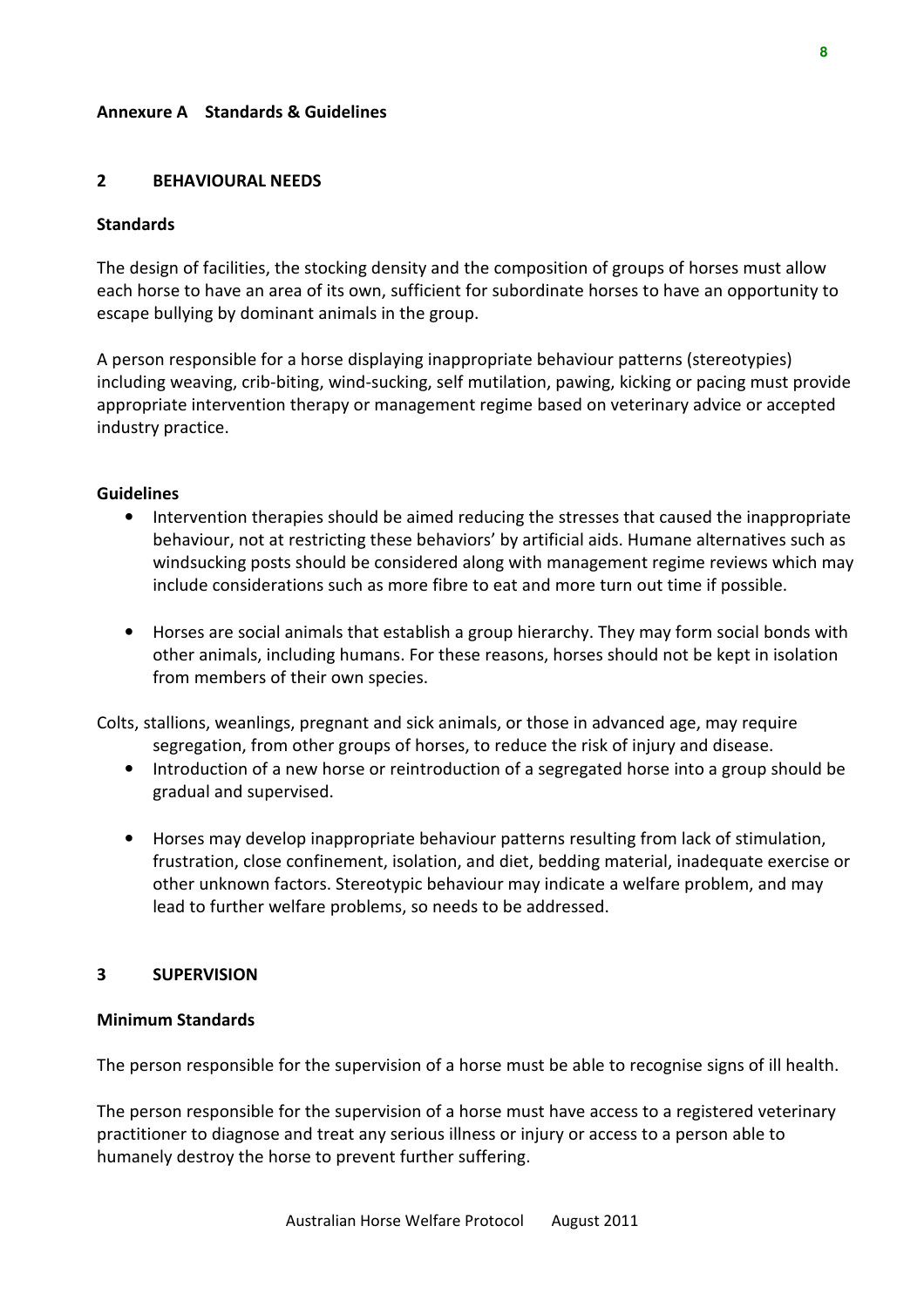**Annexure A Standards & Guidelines**

## 2 BEHAVIOURAL NEEDS

### Standards

The design of facilities, the stocking density and the composition of groups of horses must allow each horse to have an area of its own, sufficient for subordinate horses to have an opportunity to escape bullying by dominant animals in the group.

A person responsible for a horse displaying inappropriate behaviour patterns (stereotypies) including weaving, crib-biting, wind-sucking, self mutilation, pawing, kicking or pacing must provide appropriate intervention therapy or management regime based on veterinary advice or accepted industry practice.

### Guidelines

- Intervention therapies should be aimed reducing the stresses that caused the inappropriate behaviour, not at restricting these behaviors' by artificial aids. Humane alternatives such as windsucking posts should be considered along with management regime reviews which may include considerations such as more fibre to eat and more turn out time if possible.

- Horses are social animals that establish a group hierarchy. They may form social bonds with other animals, including humans. For these reasons, horses should not be kept in isolation from members of their own species.

Colts, stallions, weanlings, pregnant and sick animals, or those in advanced age, may require segregation, from other groups of horses, to reduce the risk of injury and disease.

- Introduction of a new horse or reintroduction of a segregated horse into a group should be gradual and supervised.

- Horses may develop inappropriate behaviour patterns resulting from lack of stimulation, frustration, close confinement, isolation, and diet, bedding material, inadequate exercise or other unknown factors. Stereotypic behaviour may indicate a welfare problem, and may lead to further welfare problems, so needs to be addressed.

## 3 SUPERVISION

### Minimum Standards

The person responsible for the supervision of a horse must be able to recognise signs of ill health.

The person responsible for the supervision of a horse must have access to a registered veterinary practitioner to diagnose and treat any serious illness or injury or access to a person able to humanely destroy the horse to prevent further suffering.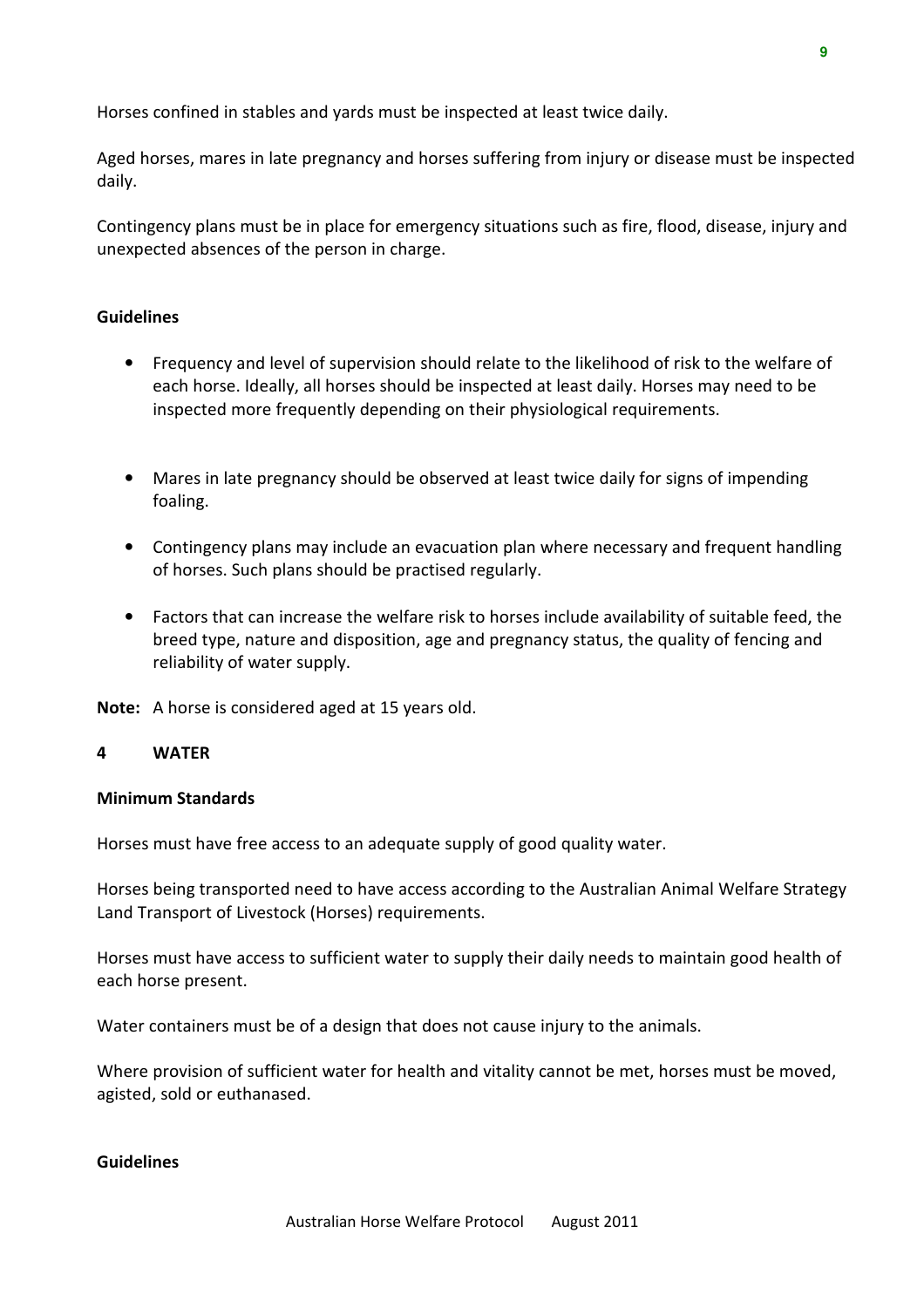Horses confined in stables and yards must be inspected at least twice daily.

Aged horses, mares in late pregnancy and horses suffering from injury or disease must be inspected daily.

Contingency plans must be in place for emergency situations such as fire, flood, disease, injury and unexpected absences of the person in charge.

**Guidelines**

- Frequency and level of supervision should relate to the likelihood of risk to the welfare of each horse. Ideally, all horses should be inspected at least daily. Horses may need to be inspected more frequently depending on their physiological requirements.
- Mares in late pregnancy should be observed at least twice daily for signs of impending foaling.
- Contingency plans may include an evacuation plan where necessary and frequent handling of horses. Such plans should be practised regularly.
- Factors that can increase the welfare risk to horses include availability of suitable feed, the breed type, nature and disposition, age and pregnancy status, the quality of fencing and reliability of water supply.

**Note:** A horse is considered aged at 15 years old.

## 4 WATER

**Minimum Standards**

Horses must have free access to an adequate supply of good quality water.

Horses being transported need to have access according to the Australian Animal Welfare Strategy Land Transport of Livestock (Horses) requirements.

Horses must have access to sufficient water to supply their daily needs to maintain good health of each horse present.

Water containers must be of a design that does not cause injury to the animals.

Where provision of sufficient water for health and vitality cannot be met, horses must be moved, agisted, sold or euthanased.

**Guidelines**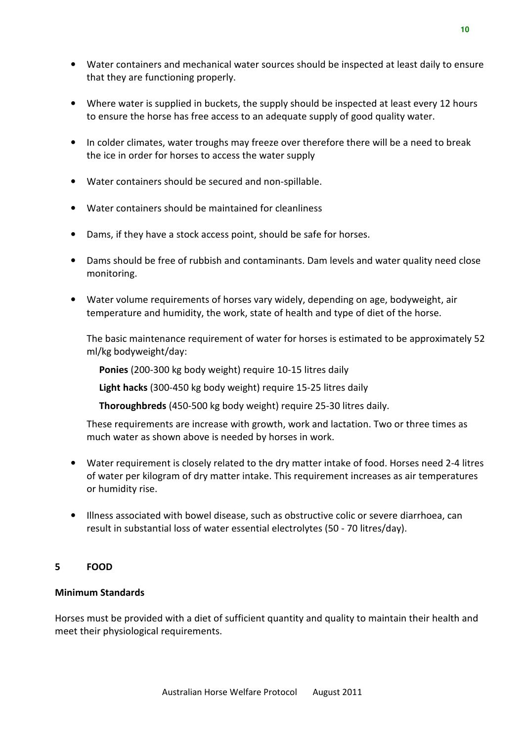- Water containers and mechanical water sources should be inspected at least daily to ensure that they are functioning properly.

- Where water is supplied in buckets, the supply should be inspected at least every 12 hours to ensure the horse has free access to an adequate supply of good quality water.

- In colder climates, water troughs may freeze over therefore there will be a need to break the ice in order for horses to access the water supply

- Water containers should be secured and non-spillable.

- Water containers should be maintained for cleanliness

- Dams, if they have a stock access point, should be safe for horses.

- Dams should be free of rubbish and contaminants. Dam levels and water quality need close monitoring.

- Water volume requirements of horses vary widely, depending on age, bodyweight, air temperature and humidity, the work, state of health and type of diet of the horse.

  The basic maintenance requirement of water for horses is estimated to be approximately 52 ml/kg bodyweight/day:

  **Ponies** (200-300 kg body weight) require 10-15 litres daily

  **Light hacks** (300-450 kg body weight) require 15-25 litres daily

  **Thoroughbreds** (450-500 kg body weight) require 25-30 litres daily.

  These requirements are increase with growth, work and lactation. Two or three times as much water as shown above is needed by horses in work.

- Water requirement is closely related to the dry matter intake of food. Horses need 2-4 litres of water per kilogram of dry matter intake. This requirement increases as air temperatures or humidity rise.

- Illness associated with bowel disease, such as obstructive colic or severe diarrhoea, can result in substantial loss of water essential electrolytes (50 - 70 litres/day).

## 5 FOOD

### Minimum Standards

Horses must be provided with a diet of sufficient quantity and quality to maintain their health and meet their physiological requirements.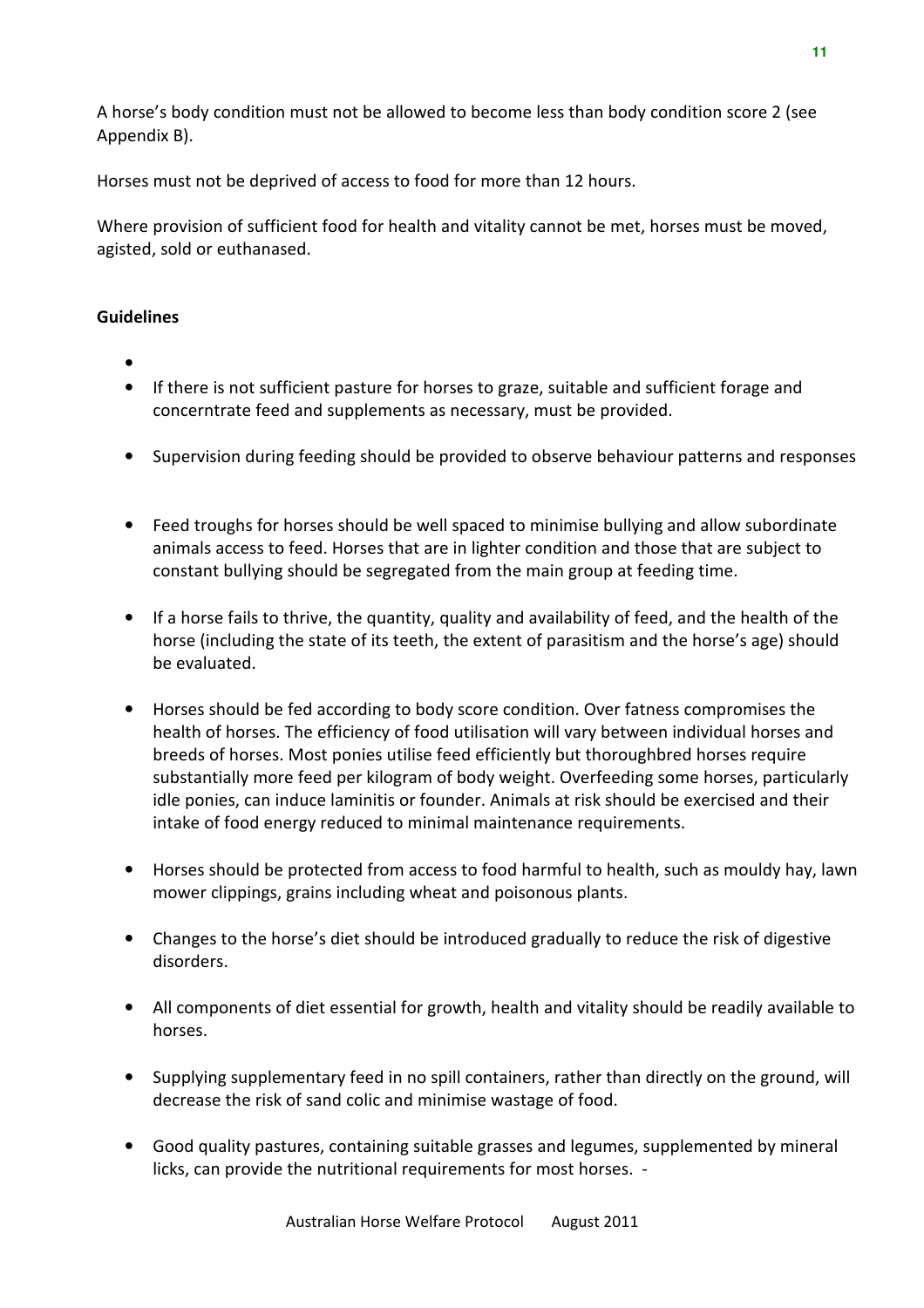A horse's body condition must not be allowed to become less than body condition score 2 (see Appendix B).

Horses must not be deprived of access to food for more than 12 hours.

Where provision of sufficient food for health and vitality cannot be met, horses must be moved, agisted, sold or euthanased.

**Guidelines**

- 
- If there is not sufficient pasture for horses to graze, suitable and sufficient forage and concerntrate feed and supplements as necessary, must be provided.
- Supervision during feeding should be provided to observe behaviour patterns and responses
- Feed troughs for horses should be well spaced to minimise bullying and allow subordinate animals access to feed. Horses that are in lighter condition and those that are subject to constant bullying should be segregated from the main group at feeding time.
- If a horse fails to thrive, the quantity, quality and availability of feed, and the health of the horse (including the state of its teeth, the extent of parasitism and the horse's age) should be evaluated.
- Horses should be fed according to body score condition. Over fatness compromises the health of horses. The efficiency of food utilisation will vary between individual horses and breeds of horses. Most ponies utilise feed efficiently but thoroughbred horses require substantially more feed per kilogram of body weight. Overfeeding some horses, particularly idle ponies, can induce laminitis or founder. Animals at risk should be exercised and their intake of food energy reduced to minimal maintenance requirements.
- Horses should be protected from access to food harmful to health, such as mouldy hay, lawn mower clippings, grains including wheat and poisonous plants.
- Changes to the horse's diet should be introduced gradually to reduce the risk of digestive disorders.
- All components of diet essential for growth, health and vitality should be readily available to horses.
- Supplying supplementary feed in no spill containers, rather than directly on the ground, will decrease the risk of sand colic and minimise wastage of food.
- Good quality pastures, containing suitable grasses and legumes, supplemented by mineral licks, can provide the nutritional requirements for most horses. -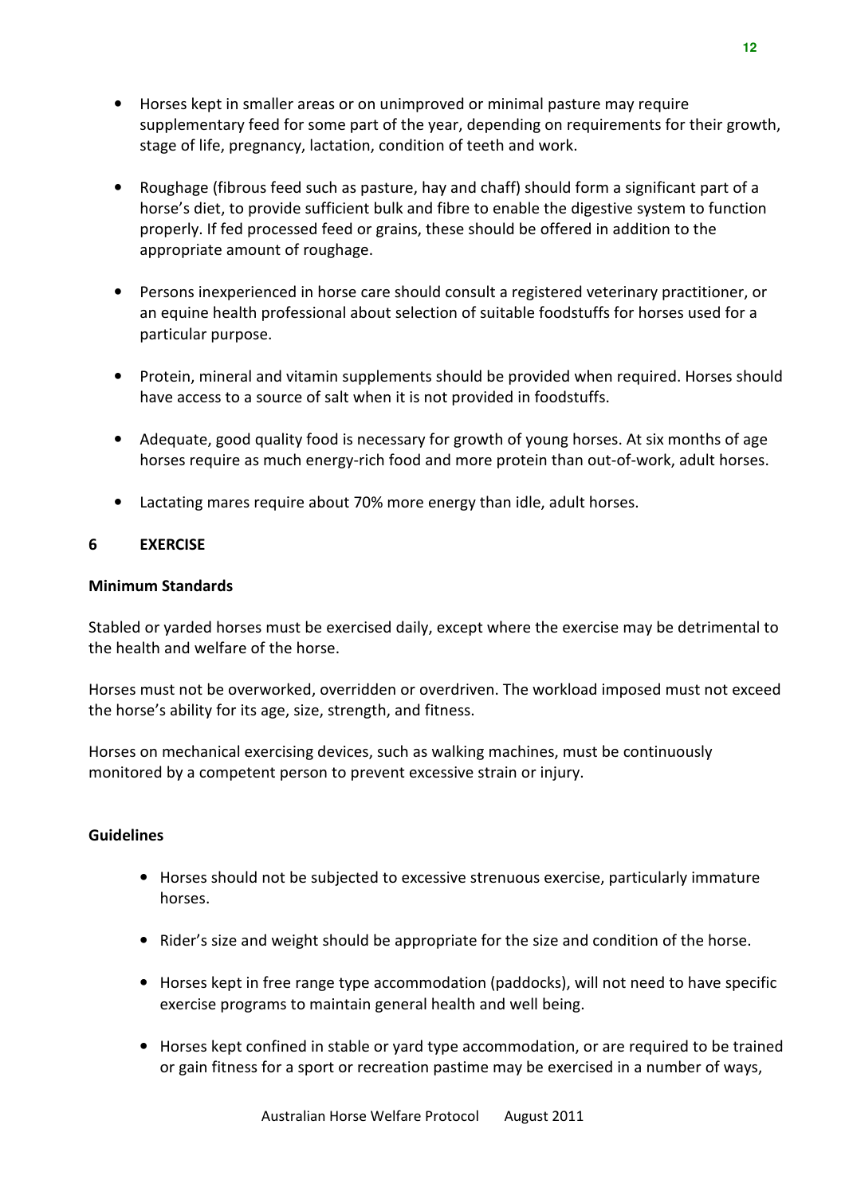- Horses kept in smaller areas or on unimproved or minimal pasture may require supplementary feed for some part of the year, depending on requirements for their growth, stage of life, pregnancy, lactation, condition of teeth and work.

- Roughage (fibrous feed such as pasture, hay and chaff) should form a significant part of a horse's diet, to provide sufficient bulk and fibre to enable the digestive system to function properly. If fed processed feed or grains, these should be offered in addition to the appropriate amount of roughage.

- Persons inexperienced in horse care should consult a registered veterinary practitioner, or an equine health professional about selection of suitable foodstuffs for horses used for a particular purpose.

- Protein, mineral and vitamin supplements should be provided when required. Horses should have access to a source of salt when it is not provided in foodstuffs.

- Adequate, good quality food is necessary for growth of young horses. At six months of age horses require as much energy-rich food and more protein than out-of-work, adult horses.

- Lactating mares require about 70% more energy than idle, adult horses.

## 6 EXERCISE

### Minimum Standards

Stabled or yarded horses must be exercised daily, except where the exercise may be detrimental to the health and welfare of the horse.

Horses must not be overworked, overridden or overdriven. The workload imposed must not exceed the horse's ability for its age, size, strength, and fitness.

Horses on mechanical exercising devices, such as walking machines, must be continuously monitored by a competent person to prevent excessive strain or injury.

### Guidelines

- Horses should not be subjected to excessive strenuous exercise, particularly immature horses.

- Rider's size and weight should be appropriate for the size and condition of the horse.

- Horses kept in free range type accommodation (paddocks), will not need to have specific exercise programs to maintain general health and well being.

- Horses kept confined in stable or yard type accommodation, or are required to be trained or gain fitness for a sport or recreation pastime may be exercised in a number of ways,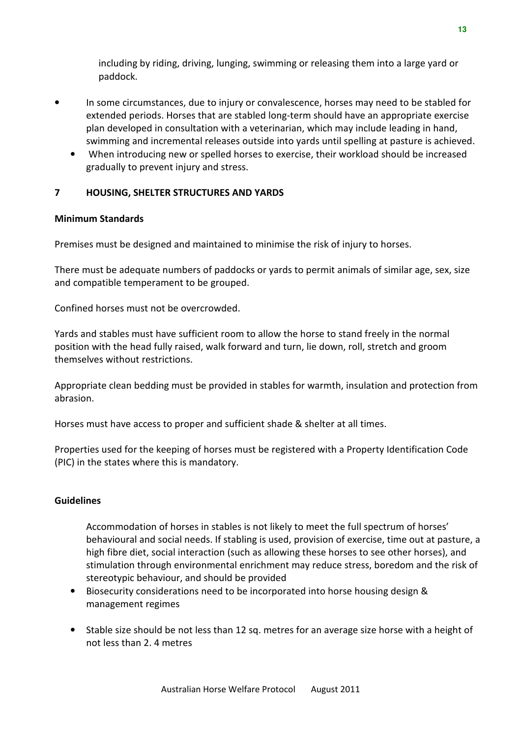including by riding, driving, lunging, swimming or releasing them into a large yard or paddock.

- In some circumstances, due to injury or convalescence, horses may need to be stabled for extended periods. Horses that are stabled long-term should have an appropriate exercise plan developed in consultation with a veterinarian, which may include leading in hand, swimming and incremental releases outside into yards until spelling at pasture is achieved.
- When introducing new or spelled horses to exercise, their workload should be increased gradually to prevent injury and stress.

## 7 HOUSING, SHELTER STRUCTURES AND YARDS

**Minimum Standards**

Premises must be designed and maintained to minimise the risk of injury to horses.

There must be adequate numbers of paddocks or yards to permit animals of similar age, sex, size and compatible temperament to be grouped.

Confined horses must not be overcrowded.

Yards and stables must have sufficient room to allow the horse to stand freely in the normal position with the head fully raised, walk forward and turn, lie down, roll, stretch and groom themselves without restrictions.

Appropriate clean bedding must be provided in stables for warmth, insulation and protection from abrasion.

Horses must have access to proper and sufficient shade & shelter at all times.

Properties used for the keeping of horses must be registered with a Property Identification Code (PIC) in the states where this is mandatory.

**Guidelines**

Accommodation of horses in stables is not likely to meet the full spectrum of horses' behavioural and social needs. If stabling is used, provision of exercise, time out at pasture, a high fibre diet, social interaction (such as allowing these horses to see other horses), and stimulation through environmental enrichment may reduce stress, boredom and the risk of stereotypic behaviour, and should be provided

- Biosecurity considerations need to be incorporated into horse housing design & management regimes
- Stable size should be not less than 12 sq. metres for an average size horse with a height of not less than 2. 4 metres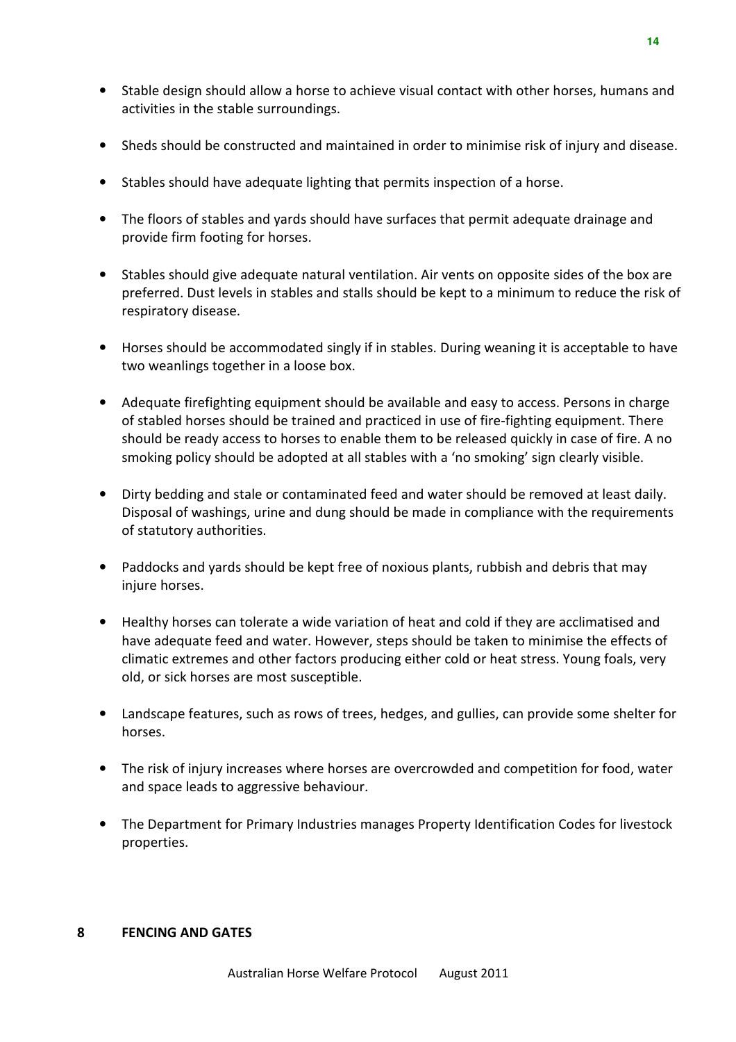- Stable design should allow a horse to achieve visual contact with other horses, humans and activities in the stable surroundings.

- Sheds should be constructed and maintained in order to minimise risk of injury and disease.

- Stables should have adequate lighting that permits inspection of a horse.

- The floors of stables and yards should have surfaces that permit adequate drainage and provide firm footing for horses.

- Stables should give adequate natural ventilation. Air vents on opposite sides of the box are preferred. Dust levels in stables and stalls should be kept to a minimum to reduce the risk of respiratory disease.

- Horses should be accommodated singly if in stables. During weaning it is acceptable to have two weanlings together in a loose box.

- Adequate firefighting equipment should be available and easy to access. Persons in charge of stabled horses should be trained and practiced in use of fire-fighting equipment. There should be ready access to horses to enable them to be released quickly in case of fire. A no smoking policy should be adopted at all stables with a 'no smoking' sign clearly visible.

- Dirty bedding and stale or contaminated feed and water should be removed at least daily. Disposal of washings, urine and dung should be made in compliance with the requirements of statutory authorities.

- Paddocks and yards should be kept free of noxious plants, rubbish and debris that may injure horses.

- Healthy horses can tolerate a wide variation of heat and cold if they are acclimatised and have adequate feed and water. However, steps should be taken to minimise the effects of climatic extremes and other factors producing either cold or heat stress. Young foals, very old, or sick horses are most susceptible.

- Landscape features, such as rows of trees, hedges, and gullies, can provide some shelter for horses.

- The risk of injury increases where horses are overcrowded and competition for food, water and space leads to aggressive behaviour.

- The Department for Primary Industries manages Property Identification Codes for livestock properties.

## 8 FENCING AND GATES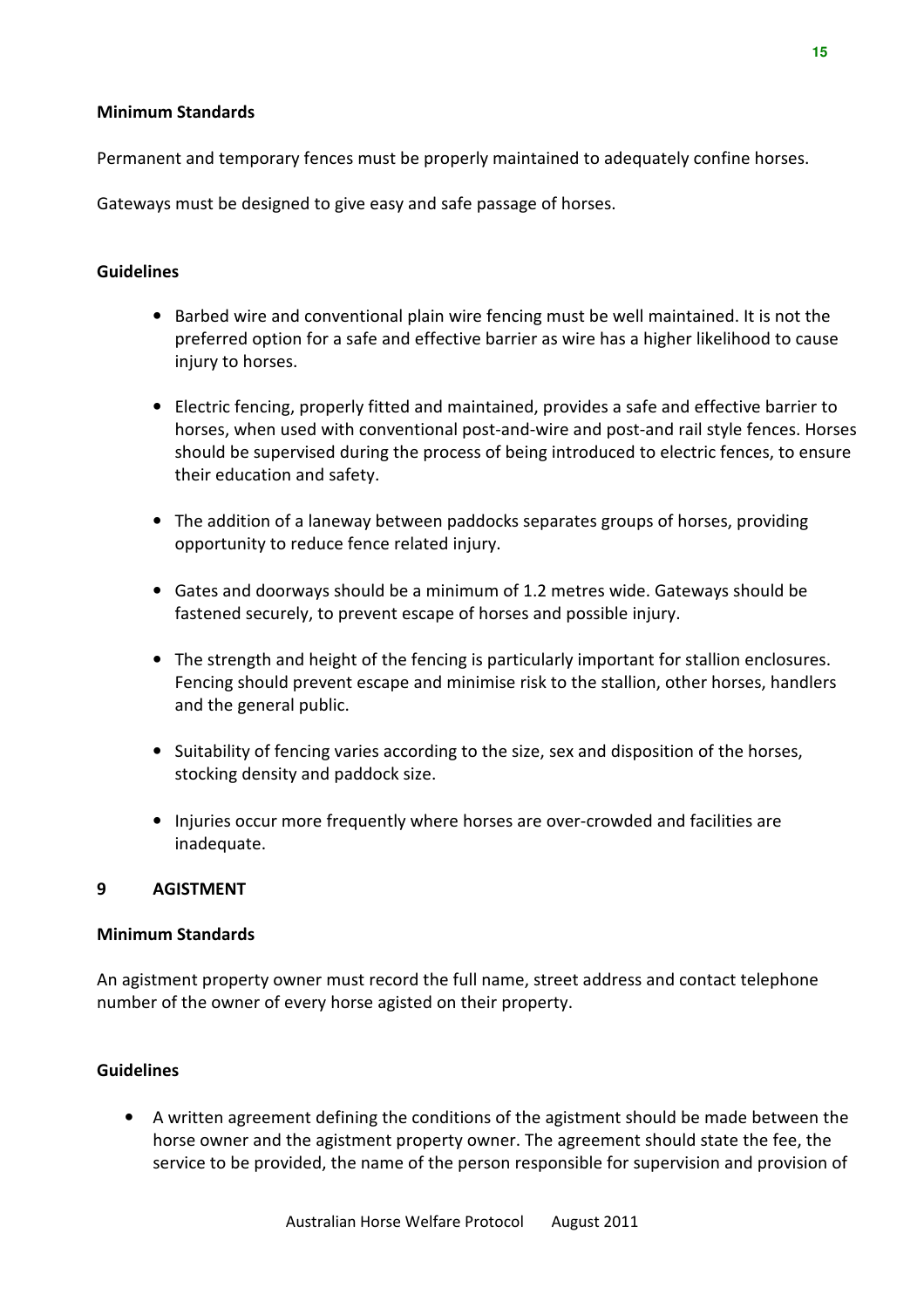**Minimum Standards**

Permanent and temporary fences must be properly maintained to adequately confine horses.

Gateways must be designed to give easy and safe passage of horses.

**Guidelines**

- Barbed wire and conventional plain wire fencing must be well maintained. It is not the preferred option for a safe and effective barrier as wire has a higher likelihood to cause injury to horses.
- Electric fencing, properly fitted and maintained, provides a safe and effective barrier to horses, when used with conventional post-and-wire and post-and rail style fences. Horses should be supervised during the process of being introduced to electric fences, to ensure their education and safety.
- The addition of a laneway between paddocks separates groups of horses, providing opportunity to reduce fence related injury.
- Gates and doorways should be a minimum of 1.2 metres wide. Gateways should be fastened securely, to prevent escape of horses and possible injury.
- The strength and height of the fencing is particularly important for stallion enclosures. Fencing should prevent escape and minimise risk to the stallion, other horses, handlers and the general public.
- Suitability of fencing varies according to the size, sex and disposition of the horses, stocking density and paddock size.
- Injuries occur more frequently where horses are over-crowded and facilities are inadequate.

## 9 AGISTMENT

**Minimum Standards**

An agistment property owner must record the full name, street address and contact telephone number of the owner of every horse agisted on their property.

**Guidelines**

- A written agreement defining the conditions of the agistment should be made between the horse owner and the agistment property owner. The agreement should state the fee, the service to be provided, the name of the person responsible for supervision and provision of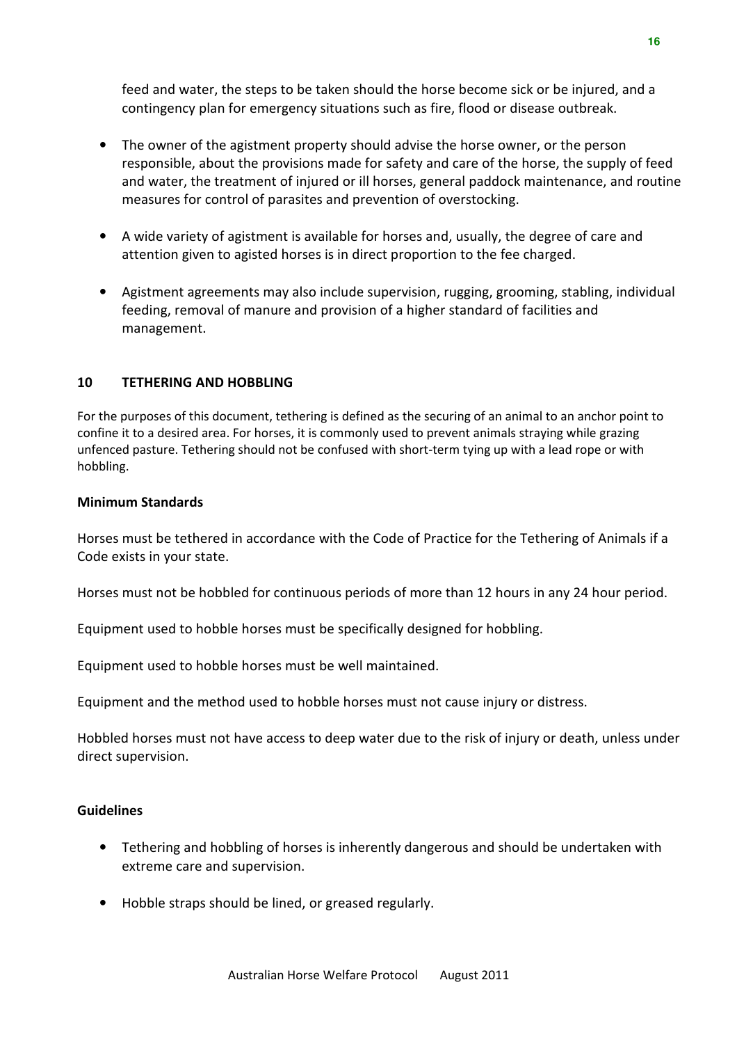feed and water, the steps to be taken should the horse become sick or be injured, and a contingency plan for emergency situations such as fire, flood or disease outbreak.

- The owner of the agistment property should advise the horse owner, or the person responsible, about the provisions made for safety and care of the horse, the supply of feed and water, the treatment of injured or ill horses, general paddock maintenance, and routine measures for control of parasites and prevention of overstocking.

- A wide variety of agistment is available for horses and, usually, the degree of care and attention given to agisted horses is in direct proportion to the fee charged.

- Agistment agreements may also include supervision, rugging, grooming, stabling, individual feeding, removal of manure and provision of a higher standard of facilities and management.

## 10 TETHERING AND HOBBLING

For the purposes of this document, tethering is defined as the securing of an animal to an anchor point to confine it to a desired area. For horses, it is commonly used to prevent animals straying while grazing unfenced pasture. Tethering should not be confused with short-term tying up with a lead rope or with hobbling.

### Minimum Standards

Horses must be tethered in accordance with the Code of Practice for the Tethering of Animals if a Code exists in your state.

Horses must not be hobbled for continuous periods of more than 12 hours in any 24 hour period.

Equipment used to hobble horses must be specifically designed for hobbling.

Equipment used to hobble horses must be well maintained.

Equipment and the method used to hobble horses must not cause injury or distress.

Hobbled horses must not have access to deep water due to the risk of injury or death, unless under direct supervision.

### Guidelines

- Tethering and hobbling of horses is inherently dangerous and should be undertaken with extreme care and supervision.

- Hobble straps should be lined, or greased regularly.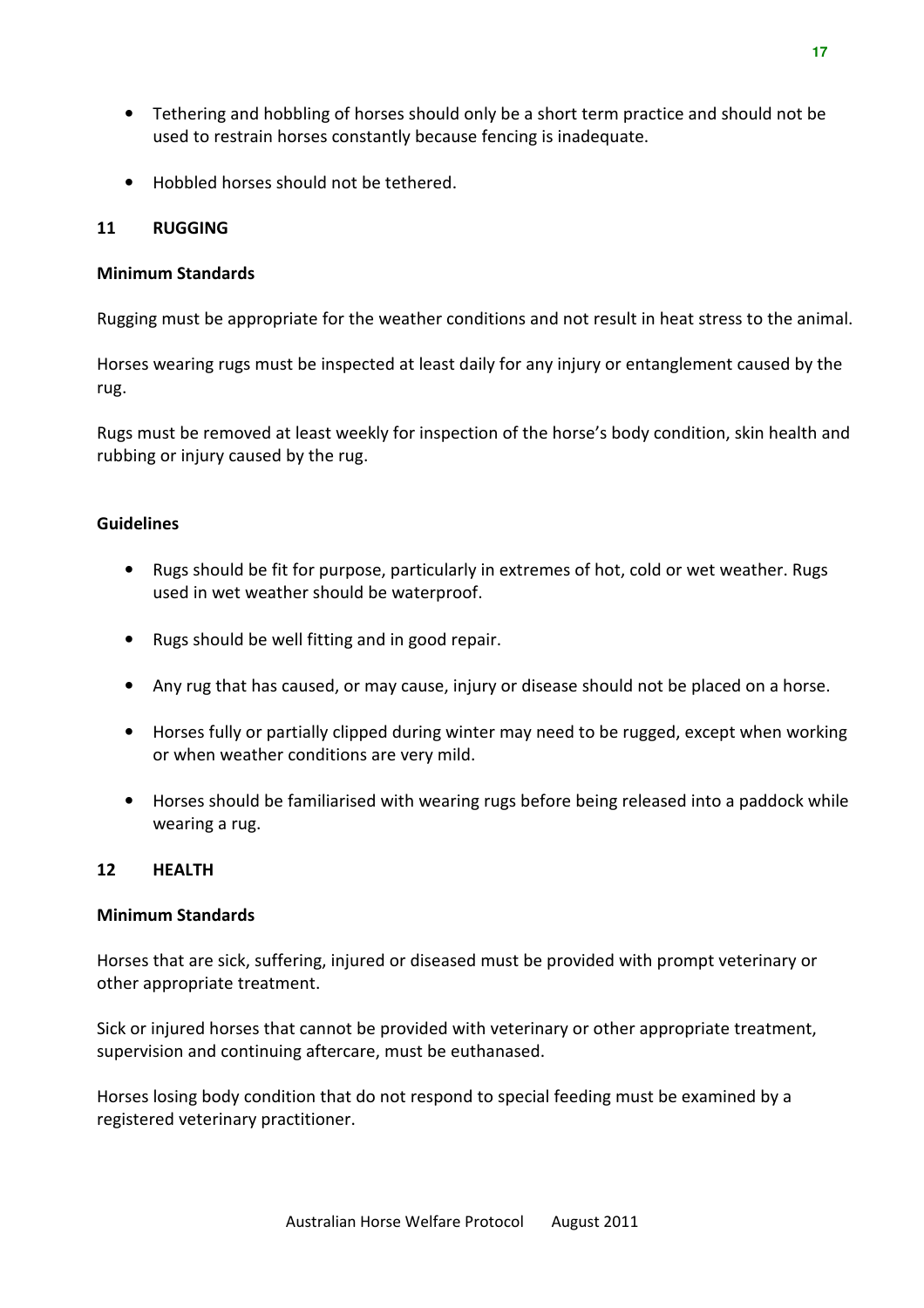- Tethering and hobbling of horses should only be a short term practice and should not be used to restrain horses constantly because fencing is inadequate.

- Hobbled horses should not be tethered.

## 11 RUGGING

**Minimum Standards**

Rugging must be appropriate for the weather conditions and not result in heat stress to the animal.

Horses wearing rugs must be inspected at least daily for any injury or entanglement caused by the rug.

Rugs must be removed at least weekly for inspection of the horse's body condition, skin health and rubbing or injury caused by the rug.

**Guidelines**

- Rugs should be fit for purpose, particularly in extremes of hot, cold or wet weather. Rugs used in wet weather should be waterproof.

- Rugs should be well fitting and in good repair.

- Any rug that has caused, or may cause, injury or disease should not be placed on a horse.

- Horses fully or partially clipped during winter may need to be rugged, except when working or when weather conditions are very mild.

- Horses should be familiarised with wearing rugs before being released into a paddock while wearing a rug.

## 12 HEALTH

**Minimum Standards**

Horses that are sick, suffering, injured or diseased must be provided with prompt veterinary or other appropriate treatment.

Sick or injured horses that cannot be provided with veterinary or other appropriate treatment, supervision and continuing aftercare, must be euthanased.

Horses losing body condition that do not respond to special feeding must be examined by a registered veterinary practitioner.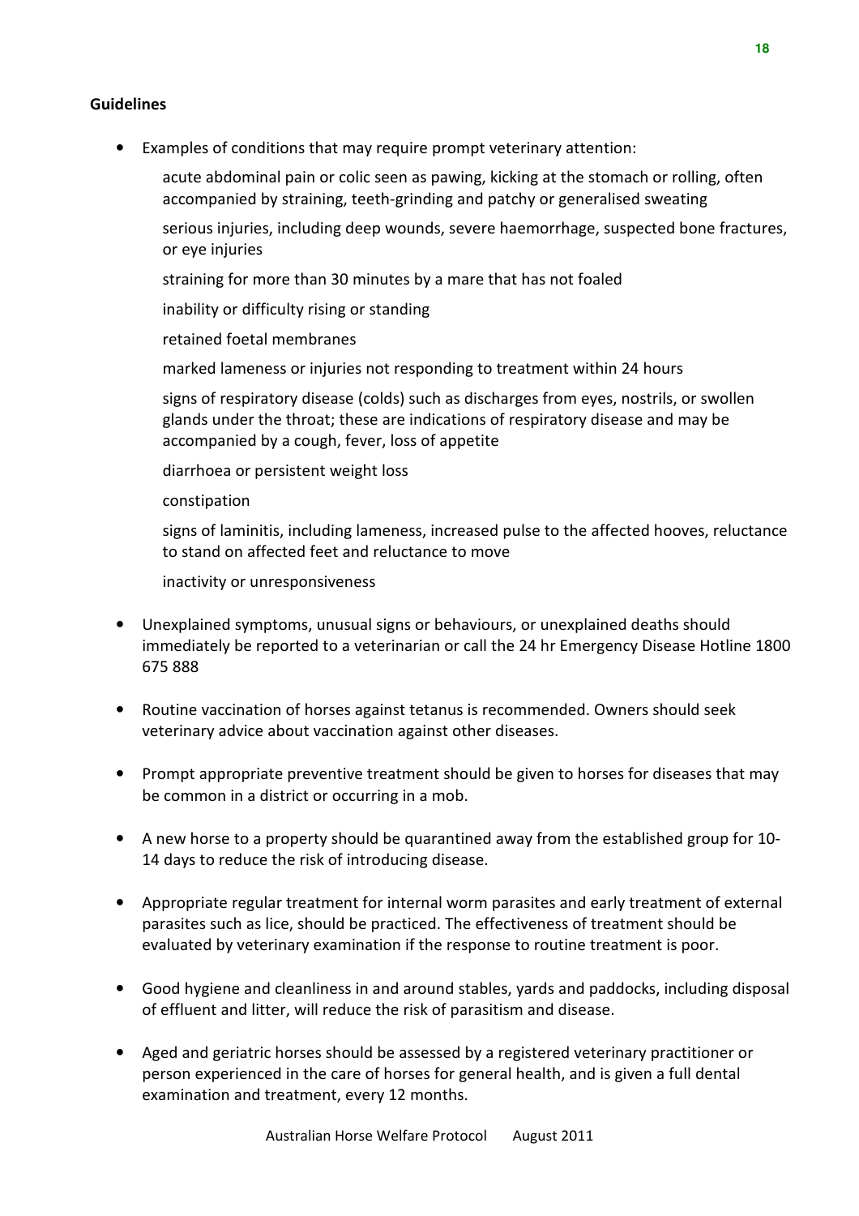**Guidelines**

- Examples of conditions that may require prompt veterinary attention:

  acute abdominal pain or colic seen as pawing, kicking at the stomach or rolling, often accompanied by straining, teeth-grinding and patchy or generalised sweating

  serious injuries, including deep wounds, severe haemorrhage, suspected bone fractures, or eye injuries

  straining for more than 30 minutes by a mare that has not foaled

  inability or difficulty rising or standing

  retained foetal membranes

  marked lameness or injuries not responding to treatment within 24 hours

  signs of respiratory disease (colds) such as discharges from eyes, nostrils, or swollen glands under the throat; these are indications of respiratory disease and may be accompanied by a cough, fever, loss of appetite

  diarrhoea or persistent weight loss

  constipation

  signs of laminitis, including lameness, increased pulse to the affected hooves, reluctance to stand on affected feet and reluctance to move

  inactivity or unresponsiveness

- Unexplained symptoms, unusual signs or behaviours, or unexplained deaths should immediately be reported to a veterinarian or call the 24 hr Emergency Disease Hotline 1800 675 888

- Routine vaccination of horses against tetanus is recommended. Owners should seek veterinary advice about vaccination against other diseases.

- Prompt appropriate preventive treatment should be given to horses for diseases that may be common in a district or occurring in a mob.

- A new horse to a property should be quarantined away from the established group for 10-14 days to reduce the risk of introducing disease.

- Appropriate regular treatment for internal worm parasites and early treatment of external parasites such as lice, should be practiced. The effectiveness of treatment should be evaluated by veterinary examination if the response to routine treatment is poor.

- Good hygiene and cleanliness in and around stables, yards and paddocks, including disposal of effluent and litter, will reduce the risk of parasitism and disease.

- Aged and geriatric horses should be assessed by a registered veterinary practitioner or person experienced in the care of horses for general health, and is given a full dental examination and treatment, every 12 months.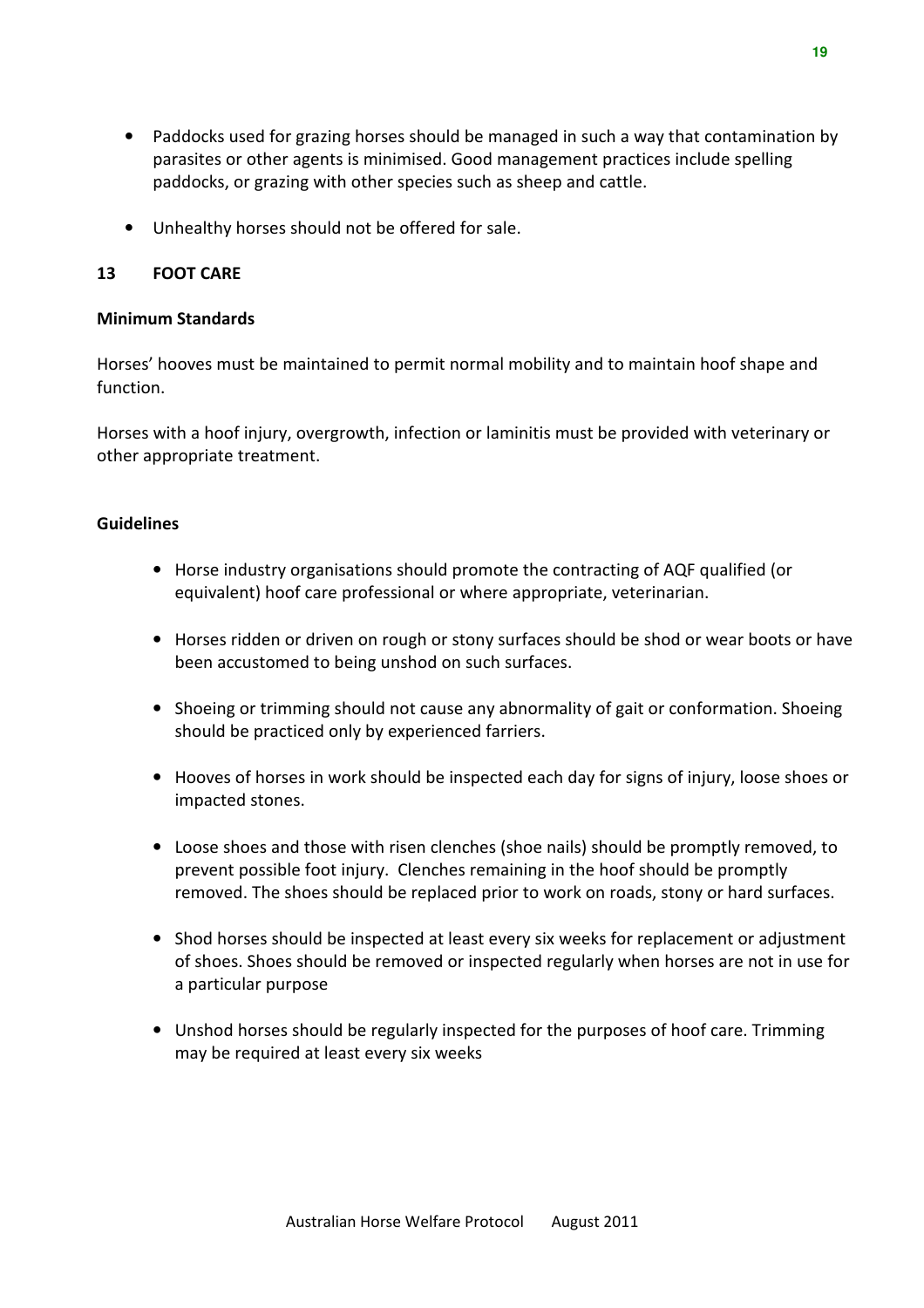- Paddocks used for grazing horses should be managed in such a way that contamination by parasites or other agents is minimised. Good management practices include spelling paddocks, or grazing with other species such as sheep and cattle.

- Unhealthy horses should not be offered for sale.

## 13 FOOT CARE

### Minimum Standards

Horses' hooves must be maintained to permit normal mobility and to maintain hoof shape and function.

Horses with a hoof injury, overgrowth, infection or laminitis must be provided with veterinary or other appropriate treatment.

### Guidelines

- Horse industry organisations should promote the contracting of AQF qualified (or equivalent) hoof care professional or where appropriate, veterinarian.

- Horses ridden or driven on rough or stony surfaces should be shod or wear boots or have been accustomed to being unshod on such surfaces.

- Shoeing or trimming should not cause any abnormality of gait or conformation. Shoeing should be practiced only by experienced farriers.

- Hooves of horses in work should be inspected each day for signs of injury, loose shoes or impacted stones.

- Loose shoes and those with risen clenches (shoe nails) should be promptly removed, to prevent possible foot injury. Clenches remaining in the hoof should be promptly removed. The shoes should be replaced prior to work on roads, stony or hard surfaces.

- Shod horses should be inspected at least every six weeks for replacement or adjustment of shoes. Shoes should be removed or inspected regularly when horses are not in use for a particular purpose

- Unshod horses should be regularly inspected for the purposes of hoof care. Trimming may be required at least every six weeks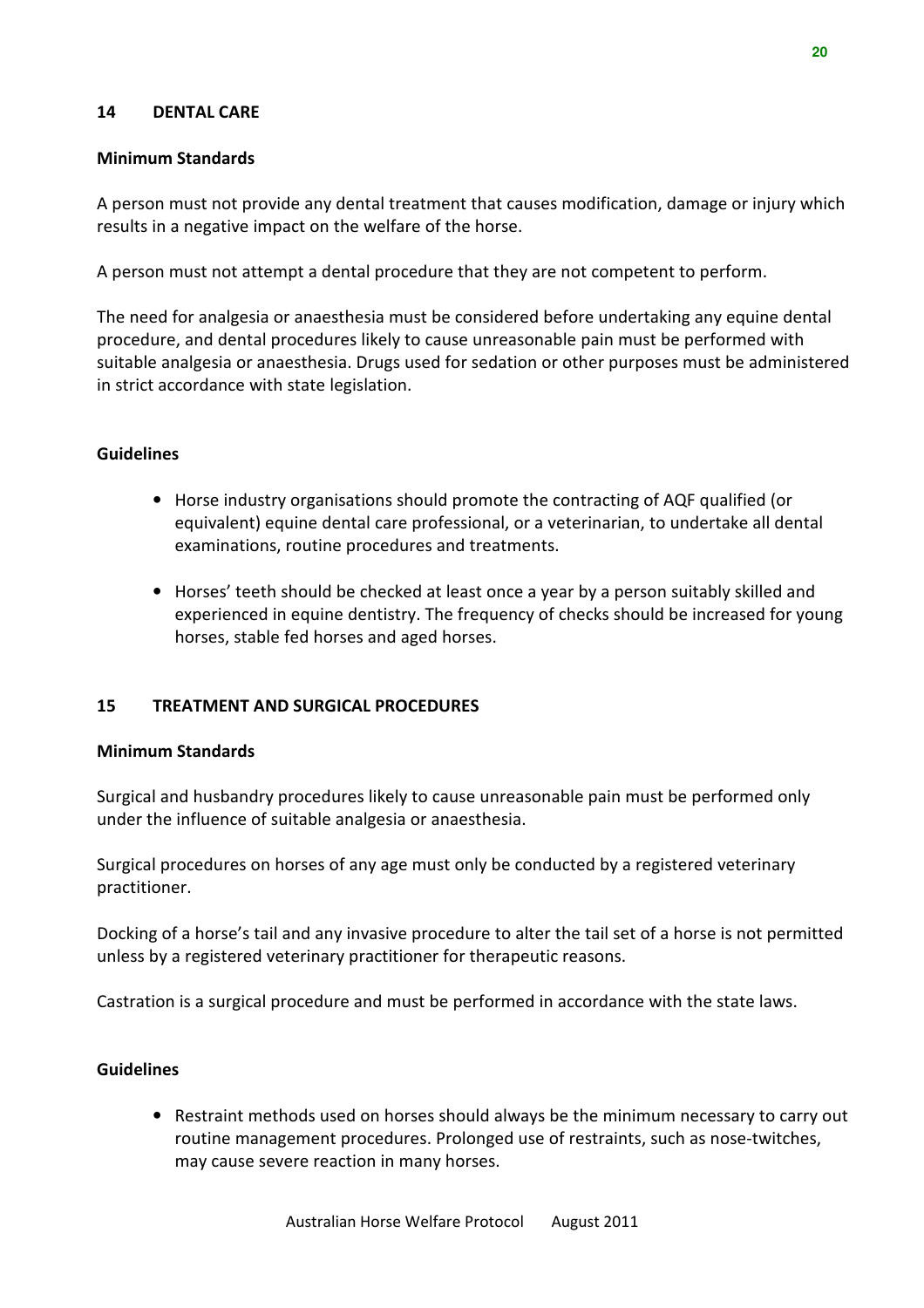## 14 DENTAL CARE

### Minimum Standards

A person must not provide any dental treatment that causes modification, damage or injury which results in a negative impact on the welfare of the horse.

A person must not attempt a dental procedure that they are not competent to perform.

The need for analgesia or anaesthesia must be considered before undertaking any equine dental procedure, and dental procedures likely to cause unreasonable pain must be performed with suitable analgesia or anaesthesia. Drugs used for sedation or other purposes must be administered in strict accordance with state legislation.

### Guidelines

- Horse industry organisations should promote the contracting of AQF qualified (or equivalent) equine dental care professional, or a veterinarian, to undertake all dental examinations, routine procedures and treatments.
- Horses' teeth should be checked at least once a year by a person suitably skilled and experienced in equine dentistry. The frequency of checks should be increased for young horses, stable fed horses and aged horses.

## 15 TREATMENT AND SURGICAL PROCEDURES

### Minimum Standards

Surgical and husbandry procedures likely to cause unreasonable pain must be performed only under the influence of suitable analgesia or anaesthesia.

Surgical procedures on horses of any age must only be conducted by a registered veterinary practitioner.

Docking of a horse's tail and any invasive procedure to alter the tail set of a horse is not permitted unless by a registered veterinary practitioner for therapeutic reasons.

Castration is a surgical procedure and must be performed in accordance with the state laws.

### Guidelines

- Restraint methods used on horses should always be the minimum necessary to carry out routine management procedures. Prolonged use of restraints, such as nose-twitches, may cause severe reaction in many horses.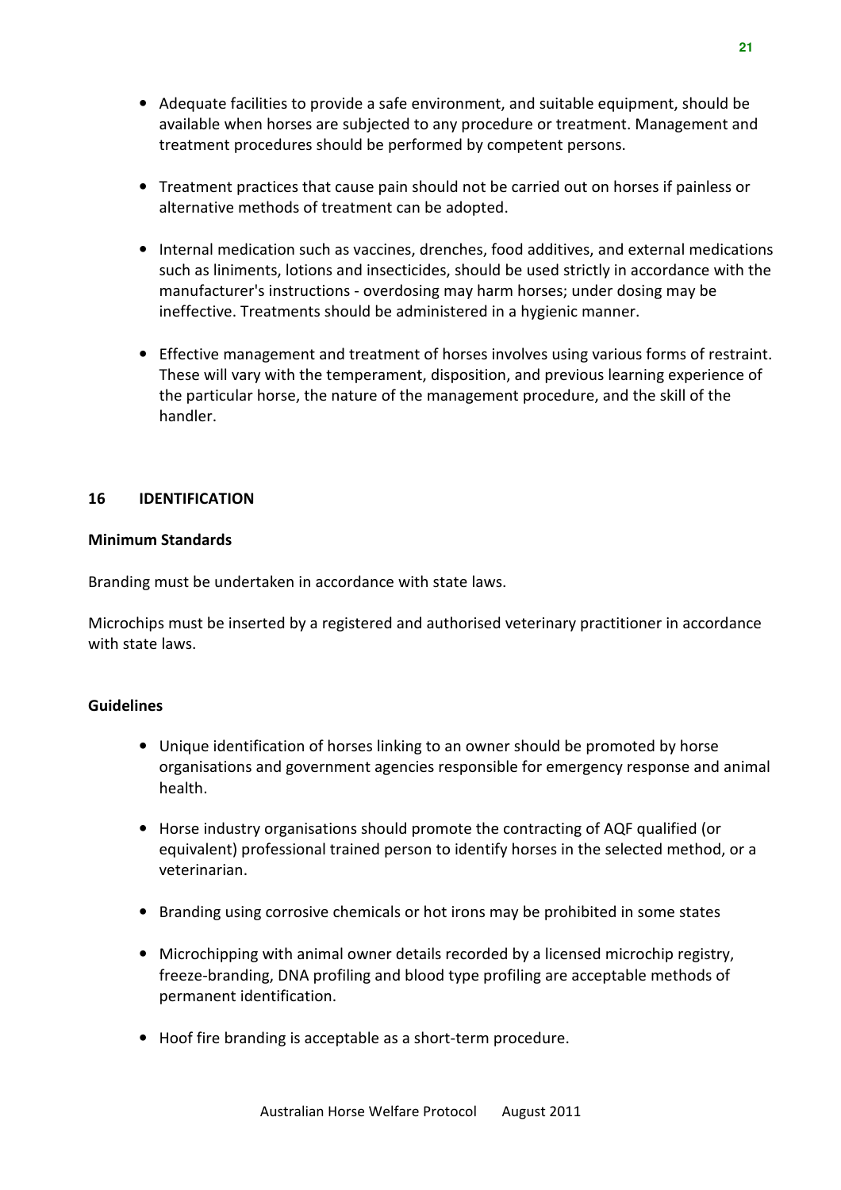- Adequate facilities to provide a safe environment, and suitable equipment, should be available when horses are subjected to any procedure or treatment. Management and treatment procedures should be performed by competent persons.

- Treatment practices that cause pain should not be carried out on horses if painless or alternative methods of treatment can be adopted.

- Internal medication such as vaccines, drenches, food additives, and external medications such as liniments, lotions and insecticides, should be used strictly in accordance with the manufacturer's instructions - overdosing may harm horses; under dosing may be ineffective. Treatments should be administered in a hygienic manner.

- Effective management and treatment of horses involves using various forms of restraint. These will vary with the temperament, disposition, and previous learning experience of the particular horse, the nature of the management procedure, and the skill of the handler.

## 16 IDENTIFICATION

### Minimum Standards

Branding must be undertaken in accordance with state laws.

Microchips must be inserted by a registered and authorised veterinary practitioner in accordance with state laws.

### Guidelines

- Unique identification of horses linking to an owner should be promoted by horse organisations and government agencies responsible for emergency response and animal health.

- Horse industry organisations should promote the contracting of AQF qualified (or equivalent) professional trained person to identify horses in the selected method, or a veterinarian.

- Branding using corrosive chemicals or hot irons may be prohibited in some states

- Microchipping with animal owner details recorded by a licensed microchip registry, freeze-branding, DNA profiling and blood type profiling are acceptable methods of permanent identification.

- Hoof fire branding is acceptable as a short-term procedure.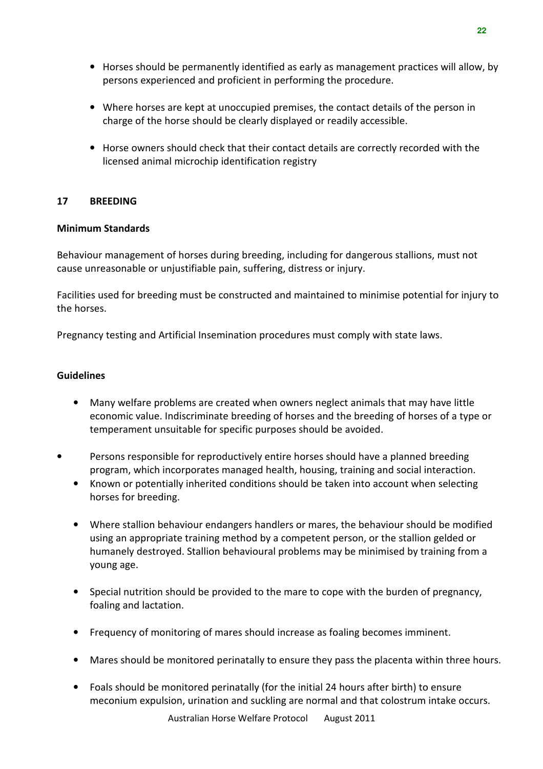- Horses should be permanently identified as early as management practices will allow, by persons experienced and proficient in performing the procedure.

- Where horses are kept at unoccupied premises, the contact details of the person in charge of the horse should be clearly displayed or readily accessible.

- Horse owners should check that their contact details are correctly recorded with the licensed animal microchip identification registry

## 17 BREEDING

### Minimum Standards

Behaviour management of horses during breeding, including for dangerous stallions, must not cause unreasonable or unjustifiable pain, suffering, distress or injury.

Facilities used for breeding must be constructed and maintained to minimise potential for injury to the horses.

Pregnancy testing and Artificial Insemination procedures must comply with state laws.

### Guidelines

- Many welfare problems are created when owners neglect animals that may have little economic value. Indiscriminate breeding of horses and the breeding of horses of a type or temperament unsuitable for specific purposes should be avoided.

- Persons responsible for reproductively entire horses should have a planned breeding program, which incorporates managed health, housing, training and social interaction.
- Known or potentially inherited conditions should be taken into account when selecting horses for breeding.

- Where stallion behaviour endangers handlers or mares, the behaviour should be modified using an appropriate training method by a competent person, or the stallion gelded or humanely destroyed. Stallion behavioural problems may be minimised by training from a young age.

- Special nutrition should be provided to the mare to cope with the burden of pregnancy, foaling and lactation.

- Frequency of monitoring of mares should increase as foaling becomes imminent.

- Mares should be monitored perinatally to ensure they pass the placenta within three hours.

- Foals should be monitored perinatally (for the initial 24 hours after birth) to ensure meconium expulsion, urination and suckling are normal and that colostrum intake occurs.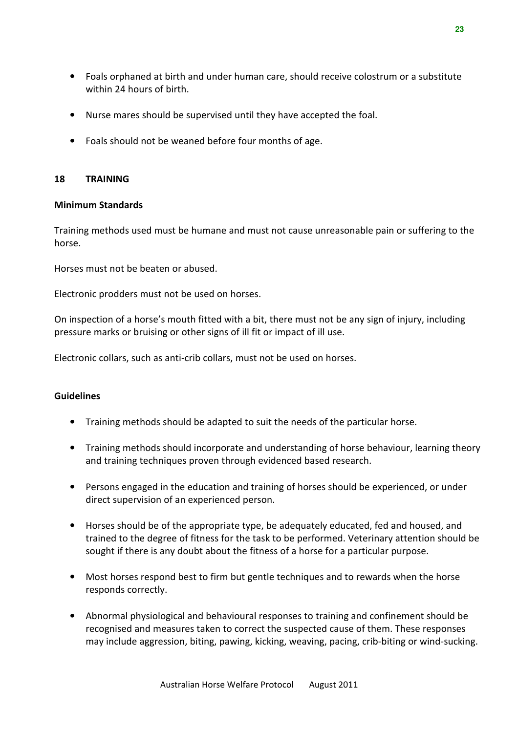- Foals orphaned at birth and under human care, should receive colostrum or a substitute within 24 hours of birth.

- Nurse mares should be supervised until they have accepted the foal.

- Foals should not be weaned before four months of age.

## 18 TRAINING

### Minimum Standards

Training methods used must be humane and must not cause unreasonable pain or suffering to the horse.

Horses must not be beaten or abused.

Electronic prodders must not be used on horses.

On inspection of a horse's mouth fitted with a bit, there must not be any sign of injury, including pressure marks or bruising or other signs of ill fit or impact of ill use.

Electronic collars, such as anti-crib collars, must not be used on horses.

### Guidelines

- Training methods should be adapted to suit the needs of the particular horse.

- Training methods should incorporate and understanding of horse behaviour, learning theory and training techniques proven through evidenced based research.

- Persons engaged in the education and training of horses should be experienced, or under direct supervision of an experienced person.

- Horses should be of the appropriate type, be adequately educated, fed and housed, and trained to the degree of fitness for the task to be performed. Veterinary attention should be sought if there is any doubt about the fitness of a horse for a particular purpose.

- Most horses respond best to firm but gentle techniques and to rewards when the horse responds correctly.

- Abnormal physiological and behavioural responses to training and confinement should be recognised and measures taken to correct the suspected cause of them. These responses may include aggression, biting, pawing, kicking, weaving, pacing, crib-biting or wind-sucking.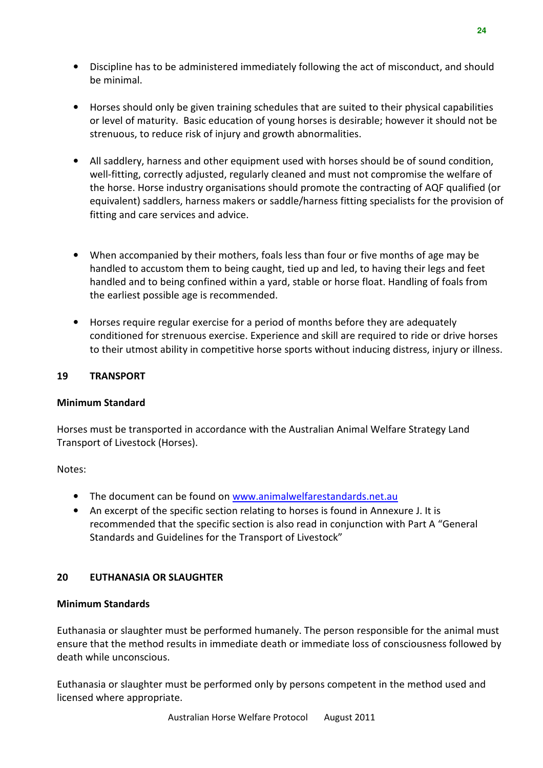- Discipline has to be administered immediately following the act of misconduct, and should be minimal.

- Horses should only be given training schedules that are suited to their physical capabilities or level of maturity. Basic education of young horses is desirable; however it should not be strenuous, to reduce risk of injury and growth abnormalities.

- All saddlery, harness and other equipment used with horses should be of sound condition, well-fitting, correctly adjusted, regularly cleaned and must not compromise the welfare of the horse. Horse industry organisations should promote the contracting of AQF qualified (or equivalent) saddlers, harness makers or saddle/harness fitting specialists for the provision of fitting and care services and advice.

- When accompanied by their mothers, foals less than four or five months of age may be handled to accustom them to being caught, tied up and led, to having their legs and feet handled and to being confined within a yard, stable or horse float. Handling of foals from the earliest possible age is recommended.

- Horses require regular exercise for a period of months before they are adequately conditioned for strenuous exercise. Experience and skill are required to ride or drive horses to their utmost ability in competitive horse sports without inducing distress, injury or illness.

## 19 TRANSPORT

**Minimum Standard**

Horses must be transported in accordance with the Australian Animal Welfare Strategy Land Transport of Livestock (Horses).

Notes:

- The document can be found on www.animalwelfarestandards.net.au
- An excerpt of the specific section relating to horses is found in Annexure J. It is recommended that the specific section is also read in conjunction with Part A "General Standards and Guidelines for the Transport of Livestock"

## 20 EUTHANASIA OR SLAUGHTER

**Minimum Standards**

Euthanasia or slaughter must be performed humanely. The person responsible for the animal must ensure that the method results in immediate death or immediate loss of consciousness followed by death while unconscious.

Euthanasia or slaughter must be performed only by persons competent in the method used and licensed where appropriate.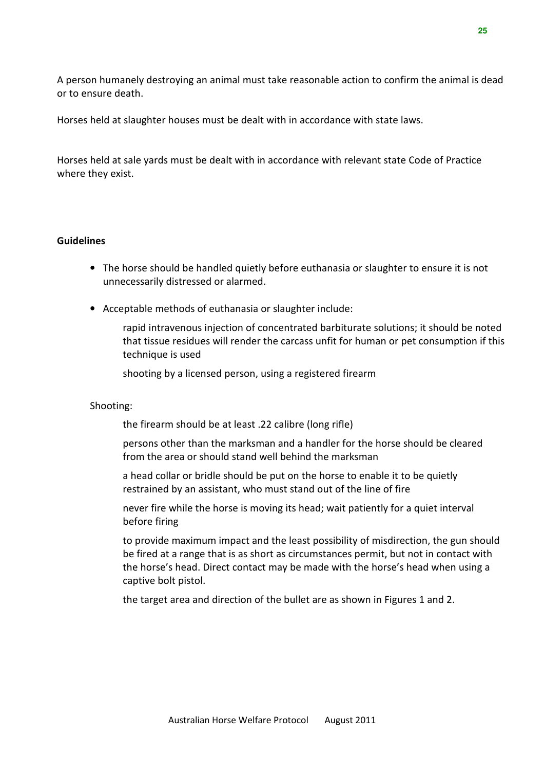A person humanely destroying an animal must take reasonable action to confirm the animal is dead or to ensure death.

Horses held at slaughter houses must be dealt with in accordance with state laws.

Horses held at sale yards must be dealt with in accordance with relevant state Code of Practice where they exist.

**Guidelines**

- The horse should be handled quietly before euthanasia or slaughter to ensure it is not unnecessarily distressed or alarmed.
- Acceptable methods of euthanasia or slaughter include:

    rapid intravenous injection of concentrated barbiturate solutions; it should be noted that tissue residues will render the carcass unfit for human or pet consumption if this technique is used

    shooting by a licensed person, using a registered firearm

Shooting:

the firearm should be at least .22 calibre (long rifle)

persons other than the marksman and a handler for the horse should be cleared from the area or should stand well behind the marksman

a head collar or bridle should be put on the horse to enable it to be quietly restrained by an assistant, who must stand out of the line of fire

never fire while the horse is moving its head; wait patiently for a quiet interval before firing

to provide maximum impact and the least possibility of misdirection, the gun should be fired at a range that is as short as circumstances permit, but not in contact with the horse's head. Direct contact may be made with the horse's head when using a captive bolt pistol.

the target area and direction of the bullet are as shown in Figures 1 and 2.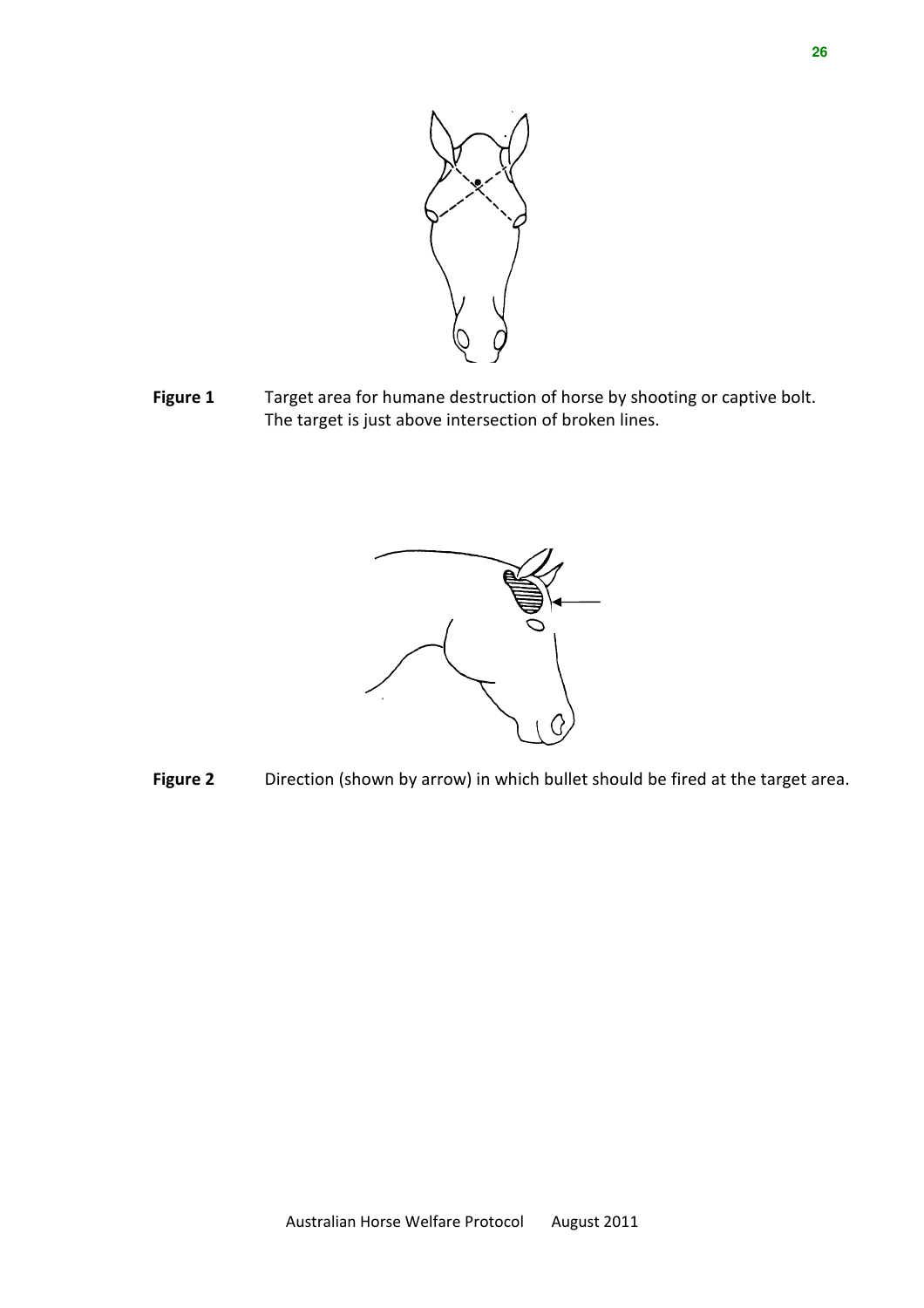**Figure 1** Target area for humane destruction of horse by shooting or captive bolt. The target is just above intersection of broken lines.

**Figure 2** Direction (shown by arrow) in which bullet should be fired at the target area.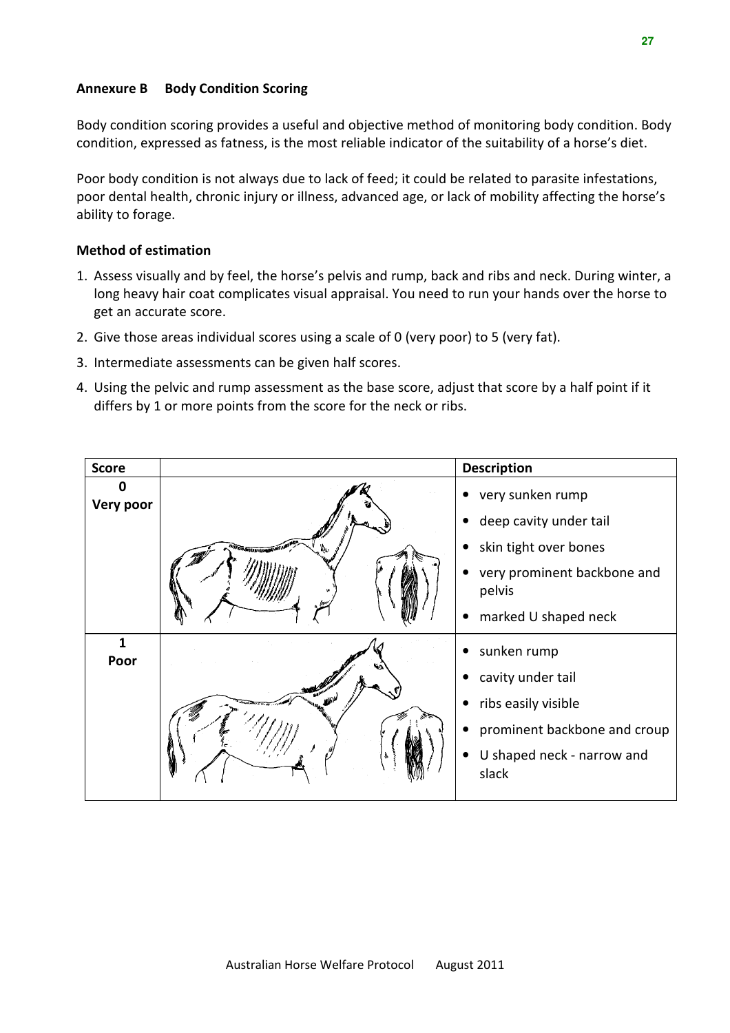## Annexure B Body Condition Scoring

Body condition scoring provides a useful and objective method of monitoring body condition. Body condition, expressed as fatness, is the most reliable indicator of the suitability of a horse's diet.

Poor body condition is not always due to lack of feed; it could be related to parasite infestations, poor dental health, chronic injury or illness, advanced age, or lack of mobility affecting the horse's ability to forage.

### Method of estimation

1. Assess visually and by feel, the horse's pelvis and rump, back and ribs and neck. During winter, a long heavy hair coat complicates visual appraisal. You need to run your hands over the horse to get an accurate score.
2. Give those areas individual scores using a scale of 0 (very poor) to 5 (very fat).
3. Intermediate assessments can be given half scores.
4. Using the pelvic and rump assessment as the base score, adjust that score by a half point if it differs by 1 or more points from the score for the neck or ribs.

| Score | | Description |
|---|---|---|
| **0** **Very poor** | | • very sunken rump<br>• deep cavity under tail<br>• skin tight over bones<br>• very prominent backbone and pelvis<br>• marked U shaped neck |
| **1** **Poor** | | • sunken rump<br>• cavity under tail<br>• ribs easily visible<br>• prominent backbone and croup<br>• U shaped neck - narrow and slack |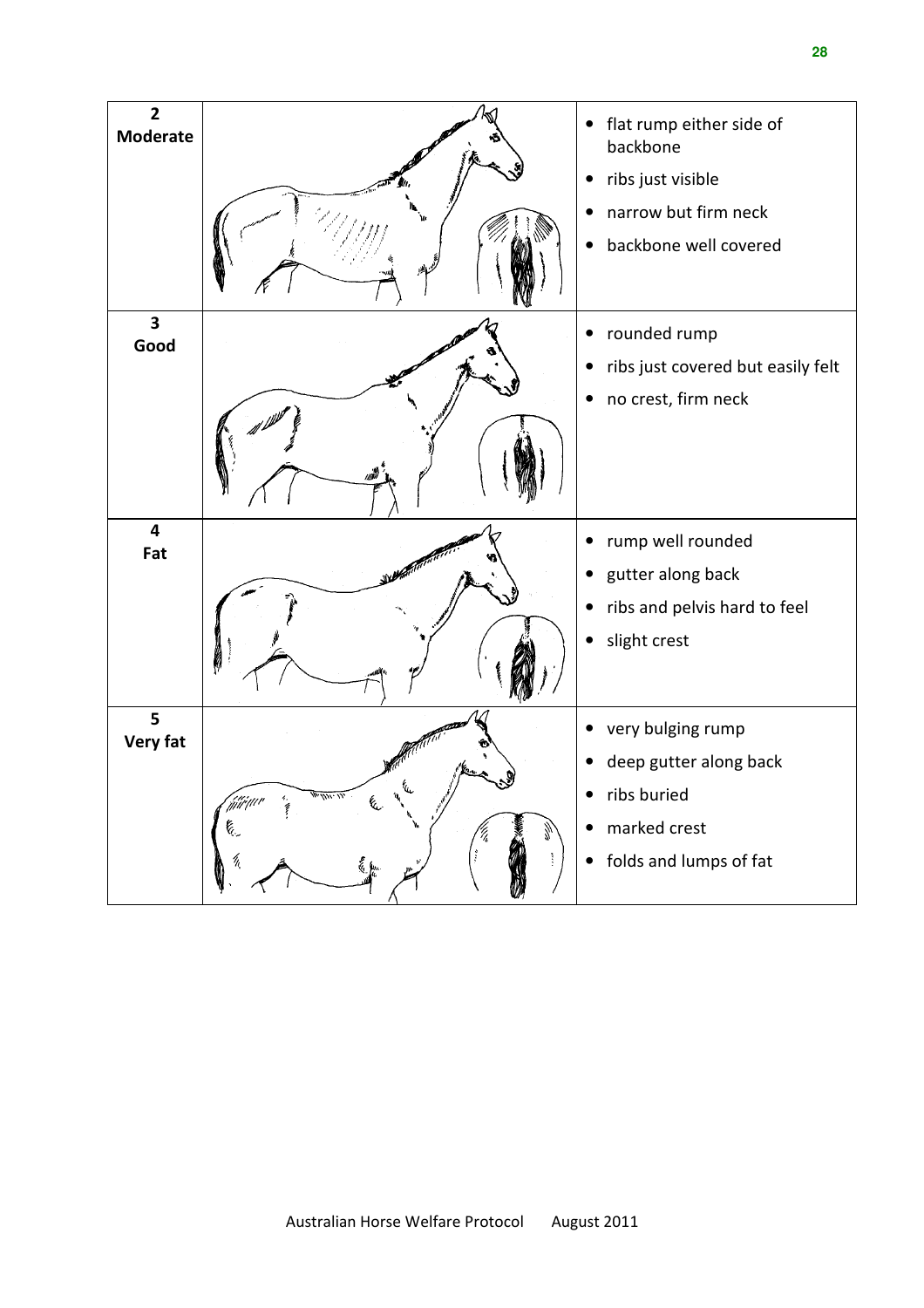| | | |
|---|---|---|
| **2 Moderate** | | • flat rump either side of backbone<br>• ribs just visible<br>• narrow but firm neck<br>• backbone well covered |
| **3 Good** | | • rounded rump<br>• ribs just covered but easily felt<br>• no crest, firm neck |
| **4 Fat** | | • rump well rounded<br>• gutter along back<br>• ribs and pelvis hard to feel<br>• slight crest |
| **5 Very fat** | | • very bulging rump<br>• deep gutter along back<br>• ribs buried<br>• marked crest<br>• folds and lumps of fat |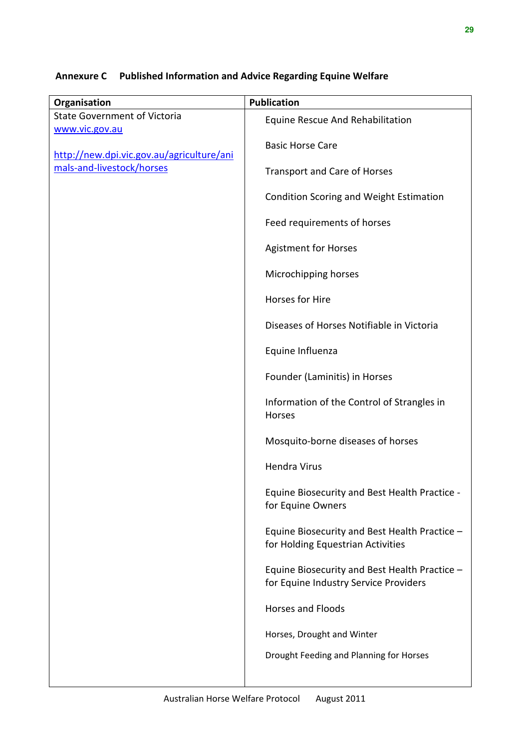**Annexure C Published Information and Advice Regarding Equine Welfare**

| Organisation | Publication |
|---|---|
| State Government of Victoria<br>www.vic.gov.au<br><br>http://new.dpi.vic.gov.au/agriculture/animals-and-livestock/horses | Equine Rescue And Rehabilitation<br><br>Basic Horse Care<br><br>Transport and Care of Horses<br><br>Condition Scoring and Weight Estimation<br><br>Feed requirements of horses<br><br>Agistment for Horses<br><br>Microchipping horses<br><br>Horses for Hire<br><br>Diseases of Horses Notifiable in Victoria<br><br>Equine Influenza<br><br>Founder (Laminitis) in Horses<br><br>Information of the Control of Strangles in Horses<br><br>Mosquito-borne diseases of horses<br><br>Hendra Virus<br><br>Equine Biosecurity and Best Health Practice - for Equine Owners<br><br>Equine Biosecurity and Best Health Practice – for Holding Equestrian Activities<br><br>Equine Biosecurity and Best Health Practice – for Equine Industry Service Providers<br><br>Horses and Floods<br><br>Horses, Drought and Winter<br><br>Drought Feeding and Planning for Horses |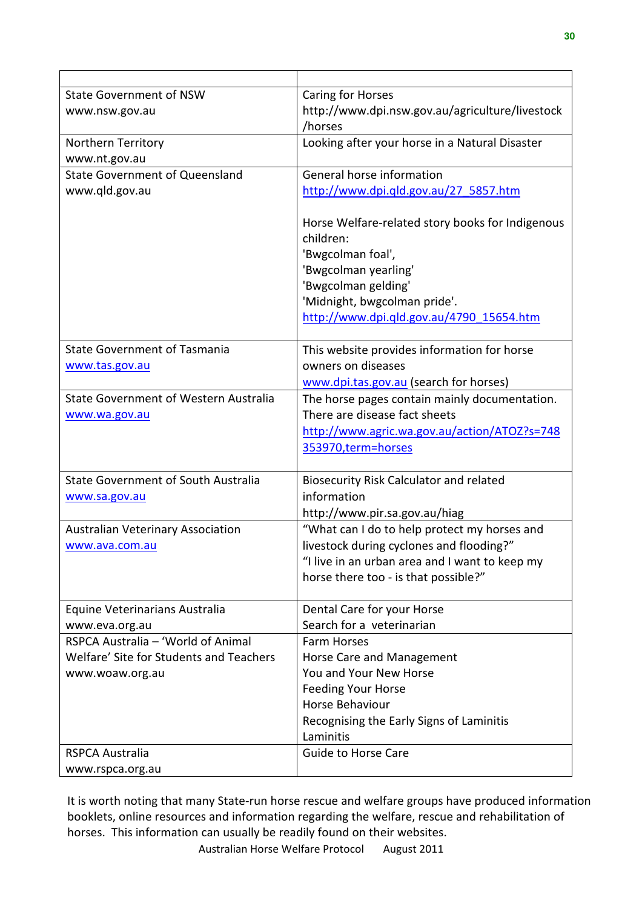| | |
|---|---|
| State Government of NSW<br>www.nsw.gov.au | Caring for Horses<br>http://www.dpi.nsw.gov.au/agriculture/livestock/horses |
| Northern Territory<br>www.nt.gov.au | Looking after your horse in a Natural Disaster |
| State Government of Queensland<br>www.qld.gov.au | General horse information<br>http://www.dpi.qld.gov.au/27_5857.htm<br><br>Horse Welfare-related story books for Indigenous children:<br>'Bwgcolman foal',<br>'Bwgcolman yearling'<br>'Bwgcolman gelding'<br>'Midnight, bwgcolman pride'.<br>http://www.dpi.qld.gov.au/4790_15654.htm |
| State Government of Tasmania<br>www.tas.gov.au | This website provides information for horse owners on diseases<br>www.dpi.tas.gov.au (search for horses) |
| State Government of Western Australia<br>www.wa.gov.au | The horse pages contain mainly documentation. There are disease fact sheets<br>http://www.agric.wa.gov.au/action/ATOZ?s=748353970,term=horses |
| State Government of South Australia<br>www.sa.gov.au | Biosecurity Risk Calculator and related information<br>http://www.pir.sa.gov.au/hiag |
| Australian Veterinary Association<br>www.ava.com.au | "What can I do to help protect my horses and livestock during cyclones and flooding?"<br>"I live in an urban area and I want to keep my horse there too - is that possible?" |
| Equine Veterinarians Australia<br>www.eva.org.au | Dental Care for your Horse<br>Search for a veterinarian |
| RSPCA Australia – 'World of Animal Welfare' Site for Students and Teachers<br>www.woaw.org.au | Farm Horses<br>Horse Care and Management<br>You and Your New Horse<br>Feeding Your Horse<br>Horse Behaviour<br>Recognising the Early Signs of Laminitis<br>Laminitis |
| RSPCA Australia<br>www.rspca.org.au | Guide to Horse Care |

It is worth noting that many State-run horse rescue and welfare groups have produced information booklets, online resources and information regarding the welfare, rescue and rehabilitation of horses. This information can usually be readily found on their websites.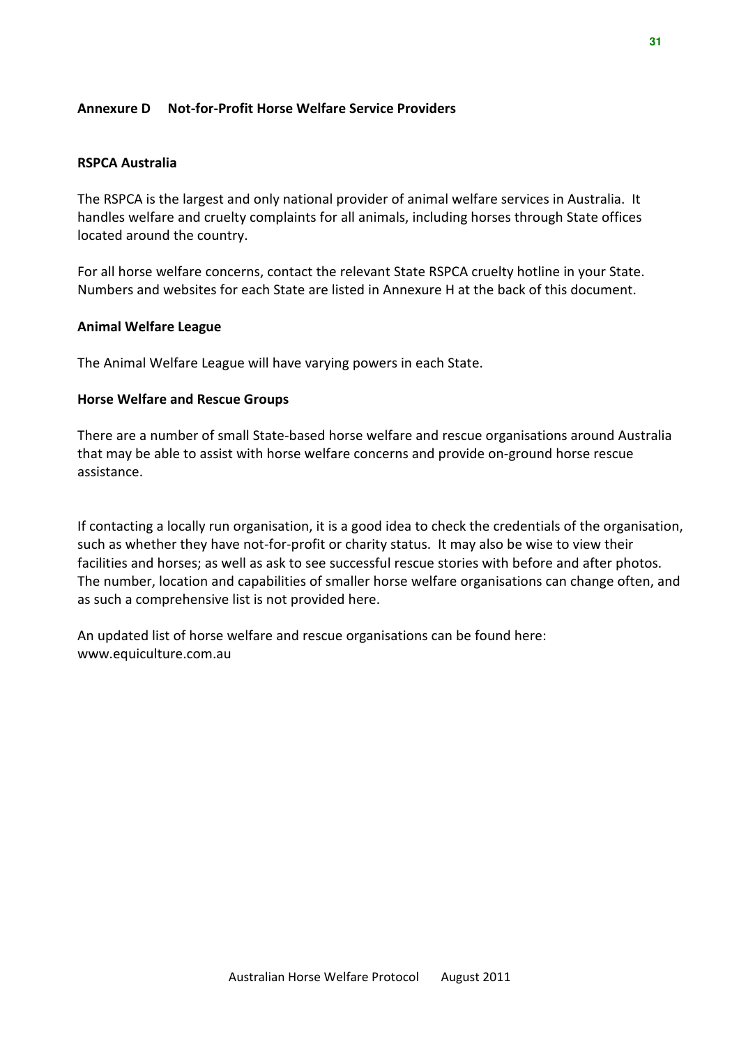## Annexure D Not-for-Profit Horse Welfare Service Providers

### RSPCA Australia

The RSPCA is the largest and only national provider of animal welfare services in Australia. It handles welfare and cruelty complaints for all animals, including horses through State offices located around the country.

For all horse welfare concerns, contact the relevant State RSPCA cruelty hotline in your State. Numbers and websites for each State are listed in Annexure H at the back of this document.

### Animal Welfare League

The Animal Welfare League will have varying powers in each State.

### Horse Welfare and Rescue Groups

There are a number of small State-based horse welfare and rescue organisations around Australia that may be able to assist with horse welfare concerns and provide on-ground horse rescue assistance.

If contacting a locally run organisation, it is a good idea to check the credentials of the organisation, such as whether they have not-for-profit or charity status. It may also be wise to view their facilities and horses; as well as ask to see successful rescue stories with before and after photos. The number, location and capabilities of smaller horse welfare organisations can change often, and as such a comprehensive list is not provided here.

An updated list of horse welfare and rescue organisations can be found here: www.equiculture.com.au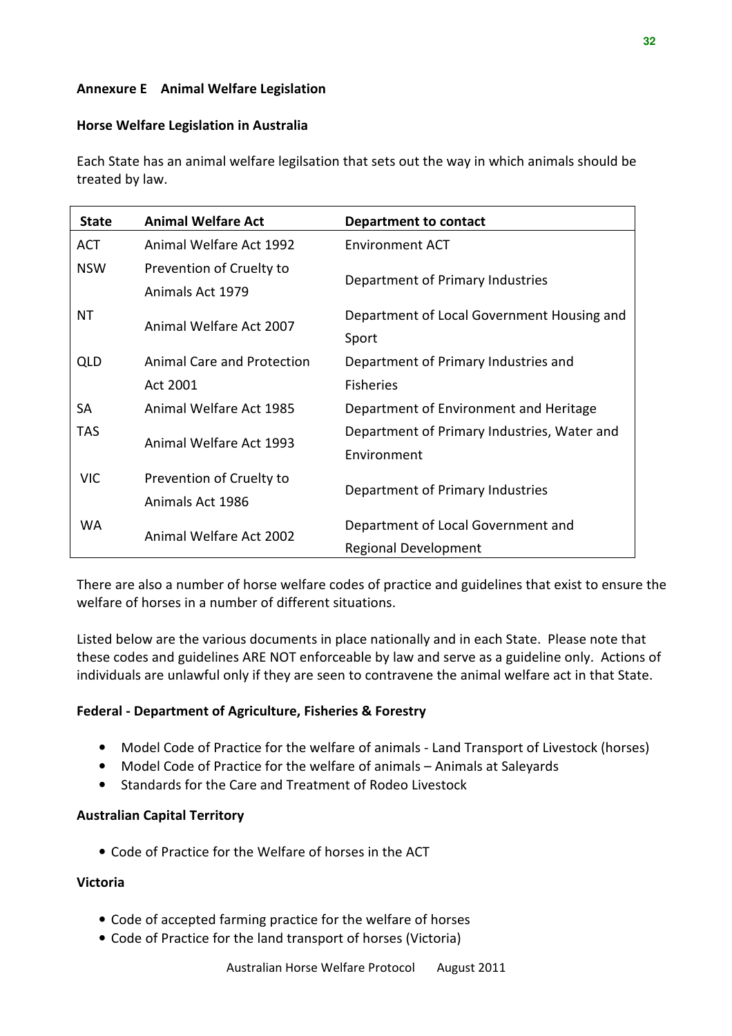**Annexure E Animal Welfare Legislation**

**Horse Welfare Legislation in Australia**

Each State has an animal welfare legilsation that sets out the way in which animals should be treated by law.

| State | Animal Welfare Act | Department to contact |
|---|---|---|
| ACT | Animal Welfare Act 1992 | Environment ACT |
| NSW | Prevention of Cruelty to Animals Act 1979 | Department of Primary Industries |
| NT | Animal Welfare Act 2007 | Department of Local Government Housing and Sport |
| QLD | Animal Care and Protection Act 2001 | Department of Primary Industries and Fisheries |
| SA | Animal Welfare Act 1985 | Department of Environment and Heritage |
| TAS | Animal Welfare Act 1993 | Department of Primary Industries, Water and Environment |
| VIC | Prevention of Cruelty to Animals Act 1986 | Department of Primary Industries |
| WA | Animal Welfare Act 2002 | Department of Local Government and Regional Development |

There are also a number of horse welfare codes of practice and guidelines that exist to ensure the welfare of horses in a number of different situations.

Listed below are the various documents in place nationally and in each State. Please note that these codes and guidelines ARE NOT enforceable by law and serve as a guideline only. Actions of individuals are unlawful only if they are seen to contravene the animal welfare act in that State.

**Federal - Department of Agriculture, Fisheries & Forestry**

- Model Code of Practice for the welfare of animals - Land Transport of Livestock (horses)
- Model Code of Practice for the welfare of animals – Animals at Saleyards
- Standards for the Care and Treatment of Rodeo Livestock

**Australian Capital Territory**

- Code of Practice for the Welfare of horses in the ACT

**Victoria**

- Code of accepted farming practice for the welfare of horses
- Code of Practice for the land transport of horses (Victoria)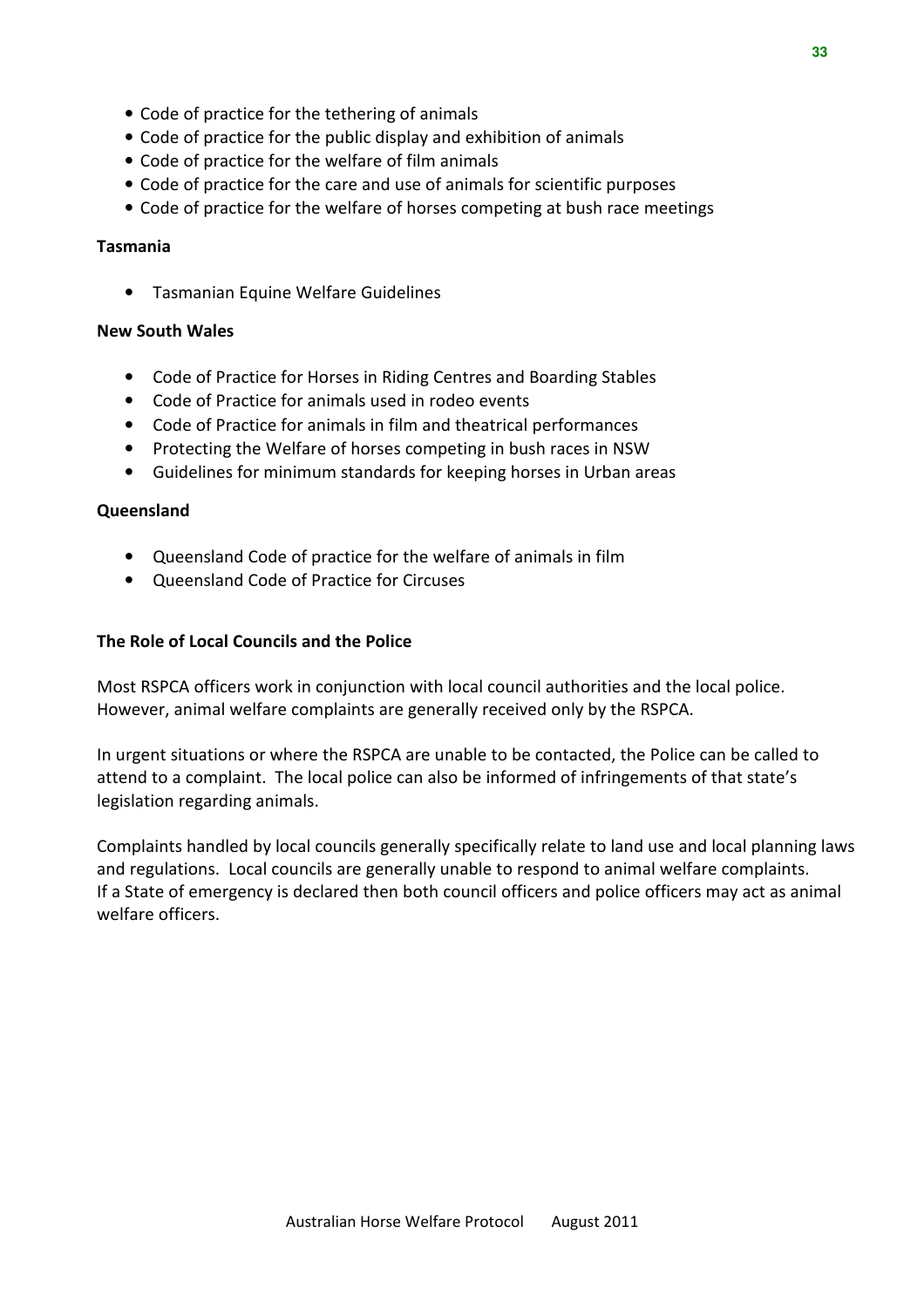- Code of practice for the tethering of animals
- Code of practice for the public display and exhibition of animals
- Code of practice for the welfare of film animals
- Code of practice for the care and use of animals for scientific purposes
- Code of practice for the welfare of horses competing at bush race meetings

**Tasmania**

- Tasmanian Equine Welfare Guidelines

**New South Wales**

- Code of Practice for Horses in Riding Centres and Boarding Stables
- Code of Practice for animals used in rodeo events
- Code of Practice for animals in film and theatrical performances
- Protecting the Welfare of horses competing in bush races in NSW
- Guidelines for minimum standards for keeping horses in Urban areas

**Queensland**

- Queensland Code of practice for the welfare of animals in film
- Queensland Code of Practice for Circuses

**The Role of Local Councils and the Police**

Most RSPCA officers work in conjunction with local council authorities and the local police. However, animal welfare complaints are generally received only by the RSPCA.

In urgent situations or where the RSPCA are unable to be contacted, the Police can be called to attend to a complaint. The local police can also be informed of infringements of that state's legislation regarding animals.

Complaints handled by local councils generally specifically relate to land use and local planning laws and regulations. Local councils are generally unable to respond to animal welfare complaints. If a State of emergency is declared then both council officers and police officers may act as animal welfare officers.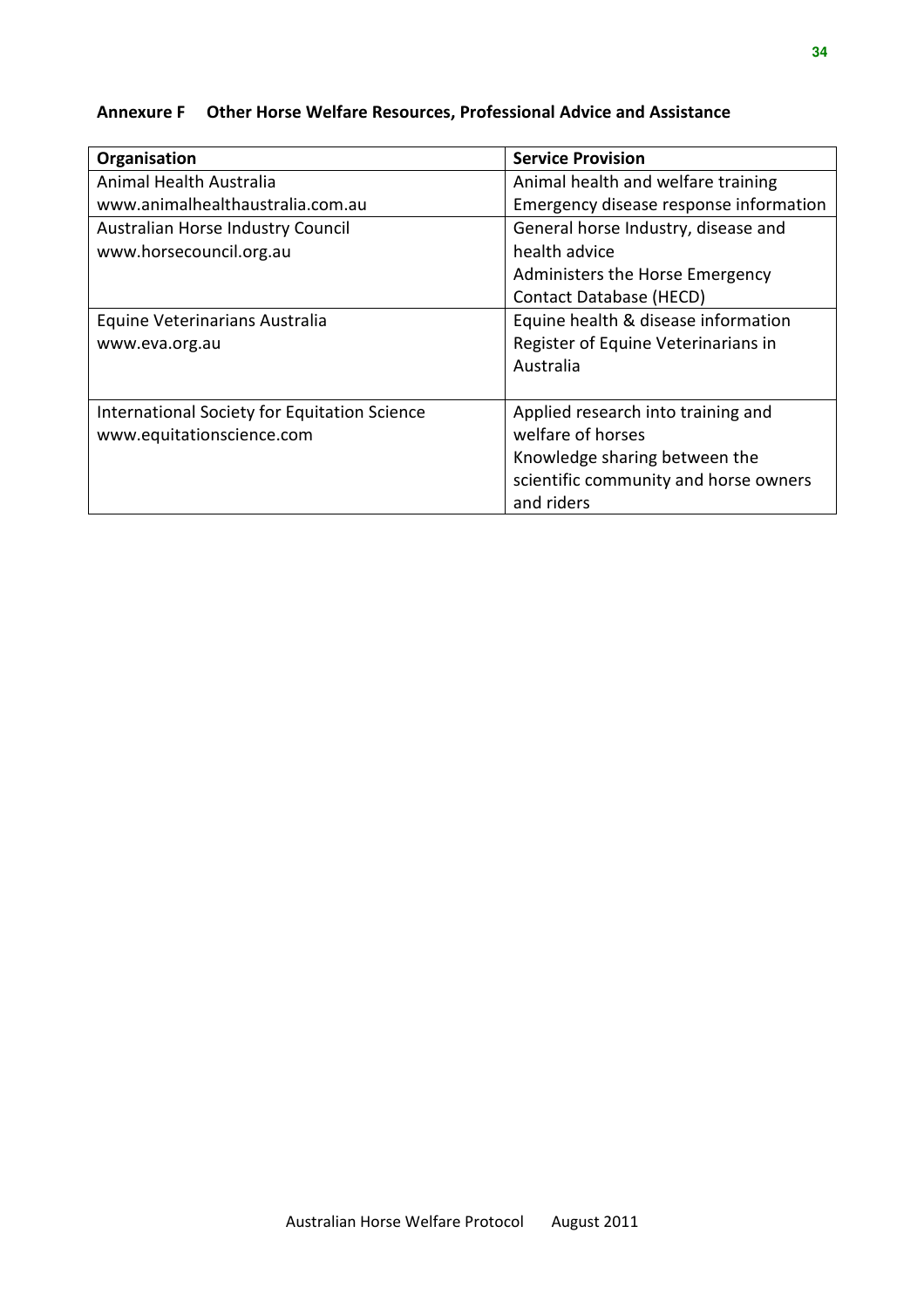## Annexure F Other Horse Welfare Resources, Professional Advice and Assistance

| Organisation | Service Provision |
| --- | --- |
| Animal Health Australia<br>www.animalhealthaustralia.com.au | Animal health and welfare training<br>Emergency disease response information |
| Australian Horse Industry Council<br>www.horsecouncil.org.au | General horse Industry, disease and health advice<br>Administers the Horse Emergency Contact Database (HECD) |
| Equine Veterinarians Australia<br>www.eva.org.au | Equine health & disease information<br>Register of Equine Veterinarians in Australia |
| International Society for Equitation Science<br>www.equitationscience.com | Applied research into training and welfare of horses<br>Knowledge sharing between the scientific community and horse owners and riders |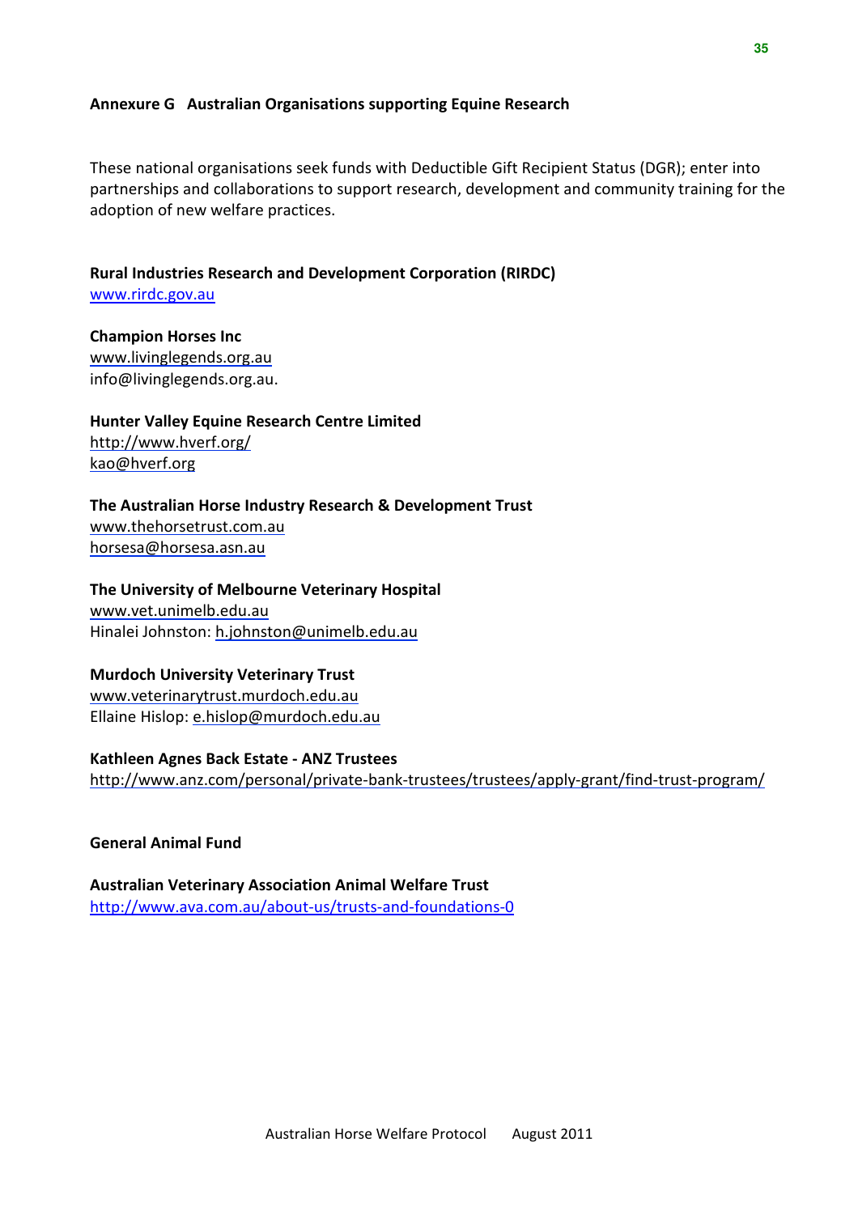## Annexure G Australian Organisations supporting Equine Research

These national organisations seek funds with Deductible Gift Recipient Status (DGR); enter into partnerships and collaborations to support research, development and community training for the adoption of new welfare practices.

**Rural Industries Research and Development Corporation (RIRDC)**
www.rirdc.gov.au

**Champion Horses Inc**
www.livinglegends.org.au
info@livinglegends.org.au.

**Hunter Valley Equine Research Centre Limited**
http://www.hverf.org/
kao@hverf.org

**The Australian Horse Industry Research & Development Trust**
www.thehorsetrust.com.au
horsesa@horsesa.asn.au

**The University of Melbourne Veterinary Hospital**
www.vet.unimelb.edu.au
Hinalei Johnston: h.johnston@unimelb.edu.au

**Murdoch University Veterinary Trust**
www.veterinarytrust.murdoch.edu.au
Ellaine Hislop: e.hislop@murdoch.edu.au

**Kathleen Agnes Back Estate - ANZ Trustees**
http://www.anz.com/personal/private-bank-trustees/trustees/apply-grant/find-trust-program/

**General Animal Fund**

**Australian Veterinary Association Animal Welfare Trust**
http://www.ava.com.au/about-us/trusts-and-foundations-0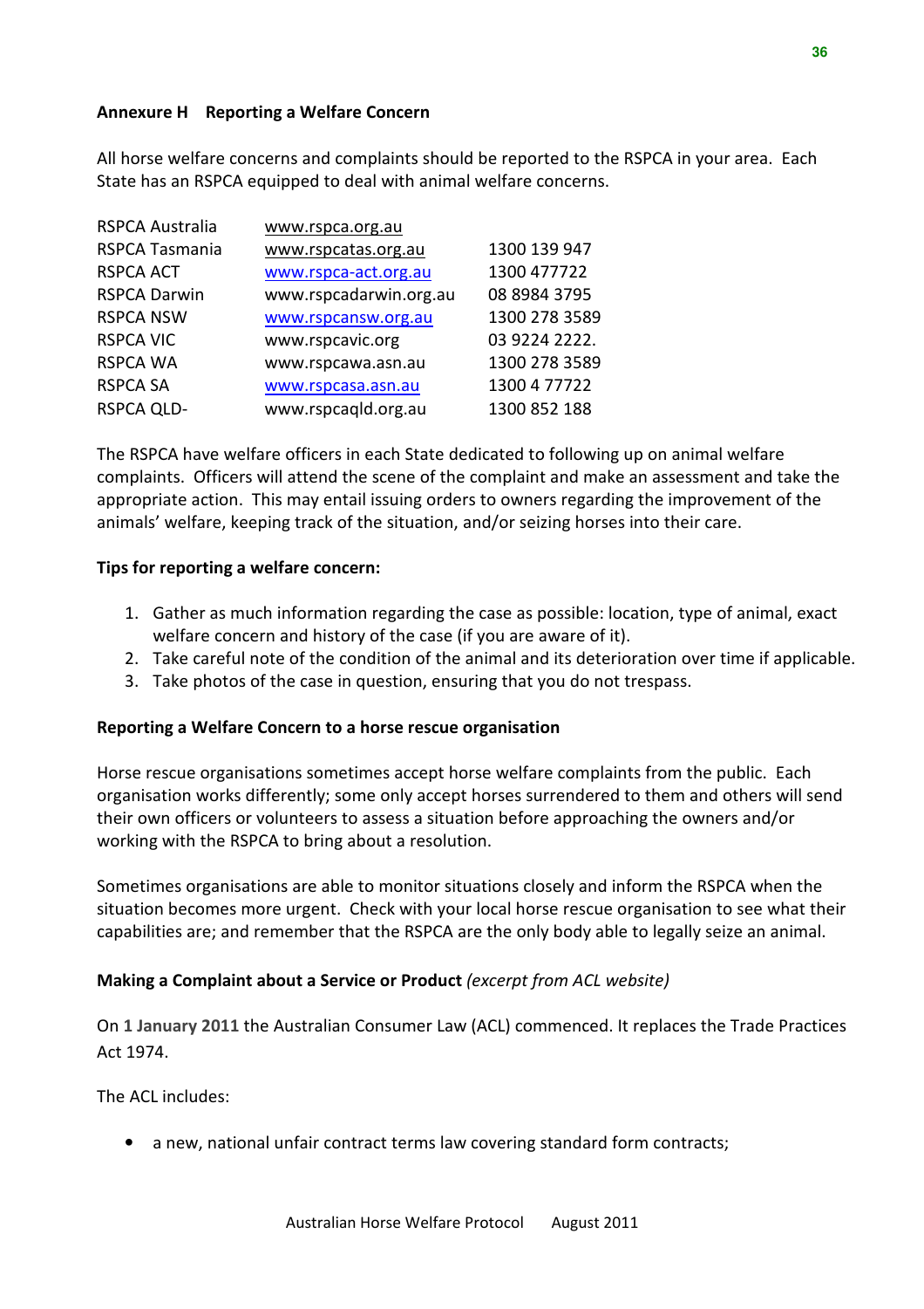### Annexure H Reporting a Welfare Concern

All horse welfare concerns and complaints should be reported to the RSPCA in your area. Each State has an RSPCA equipped to deal with animal welfare concerns.

| | | |
|---|---|---|
| RSPCA Australia | www.rspca.org.au | |
| RSPCA Tasmania | www.rspcatas.org.au | 1300 139 947 |
| RSPCA ACT | www.rspca-act.org.au | 1300 477722 |
| RSPCA Darwin | www.rspcadarwin.org.au | 08 8984 3795 |
| RSPCA NSW | www.rspcansw.org.au | 1300 278 3589 |
| RSPCA VIC | www.rspcavic.org | 03 9224 2222. |
| RSPCA WA | www.rspcawa.asn.au | 1300 278 3589 |
| RSPCA SA | www.rspcasa.asn.au | 1300 4 77722 |
| RSPCA QLD- | www.rspcaqld.org.au | 1300 852 188 |

The RSPCA have welfare officers in each State dedicated to following up on animal welfare complaints. Officers will attend the scene of the complaint and make an assessment and take the appropriate action. This may entail issuing orders to owners regarding the improvement of the animals' welfare, keeping track of the situation, and/or seizing horses into their care.

**Tips for reporting a welfare concern:**

1. Gather as much information regarding the case as possible: location, type of animal, exact welfare concern and history of the case (if you are aware of it).
2. Take careful note of the condition of the animal and its deterioration over time if applicable.
3. Take photos of the case in question, ensuring that you do not trespass.

**Reporting a Welfare Concern to a horse rescue organisation**

Horse rescue organisations sometimes accept horse welfare complaints from the public. Each organisation works differently; some only accept horses surrendered to them and others will send their own officers or volunteers to assess a situation before approaching the owners and/or working with the RSPCA to bring about a resolution.

Sometimes organisations are able to monitor situations closely and inform the RSPCA when the situation becomes more urgent. Check with your local horse rescue organisation to see what their capabilities are; and remember that the RSPCA are the only body able to legally seize an animal.

**Making a Complaint about a Service or Product** *(excerpt from ACL website)*

On **1 January 2011** the Australian Consumer Law (ACL) commenced. It replaces the Trade Practices Act 1974.

The ACL includes:

- a new, national unfair contract terms law covering standard form contracts;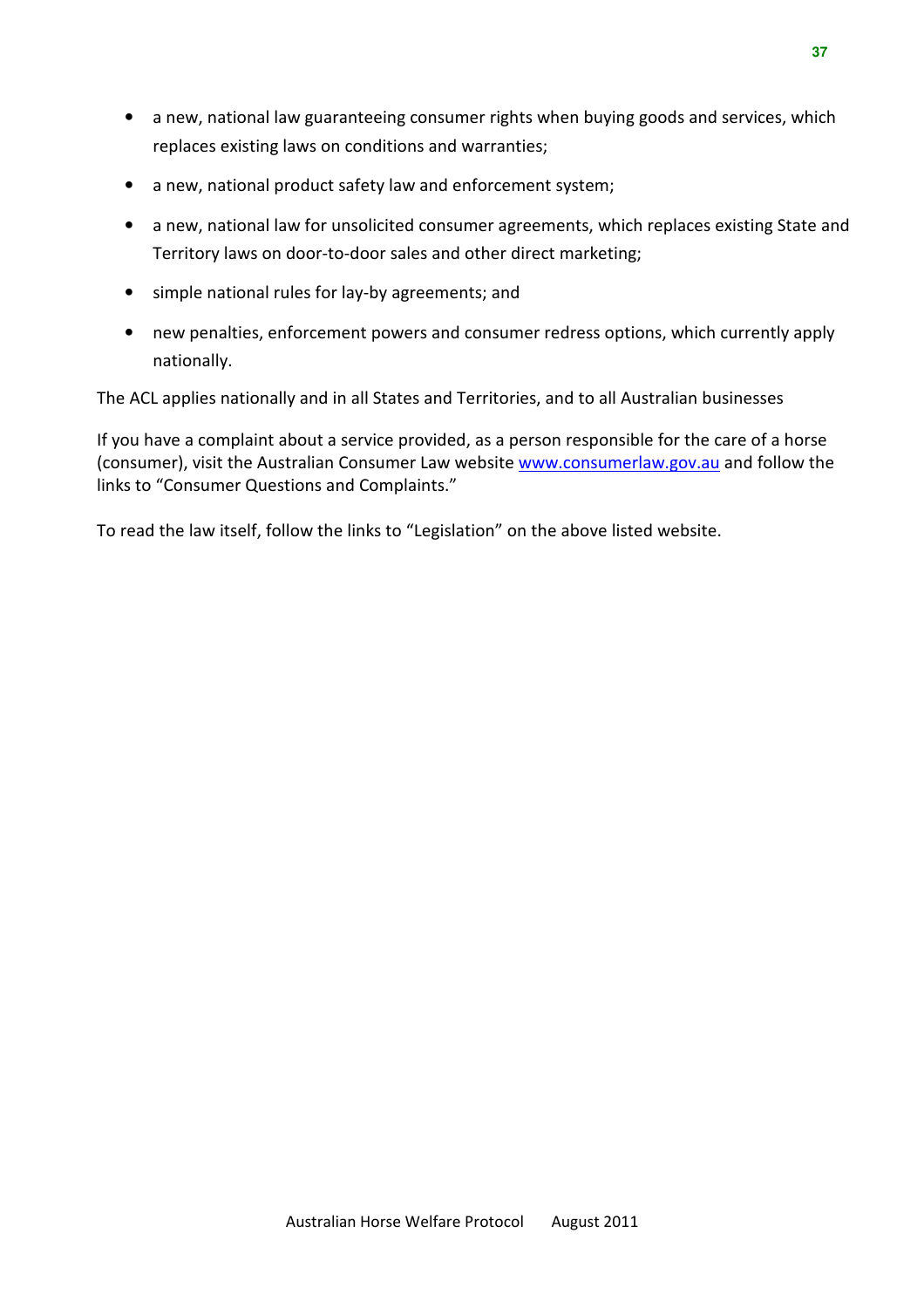- a new, national law guaranteeing consumer rights when buying goods and services, which replaces existing laws on conditions and warranties;
- a new, national product safety law and enforcement system;
- a new, national law for unsolicited consumer agreements, which replaces existing State and Territory laws on door-to-door sales and other direct marketing;
- simple national rules for lay-by agreements; and
- new penalties, enforcement powers and consumer redress options, which currently apply nationally.

The ACL applies nationally and in all States and Territories, and to all Australian businesses

If you have a complaint about a service provided, as a person responsible for the care of a horse (consumer), visit the Australian Consumer Law website www.consumerlaw.gov.au and follow the links to "Consumer Questions and Complaints."

To read the law itself, follow the links to "Legislation" on the above listed website.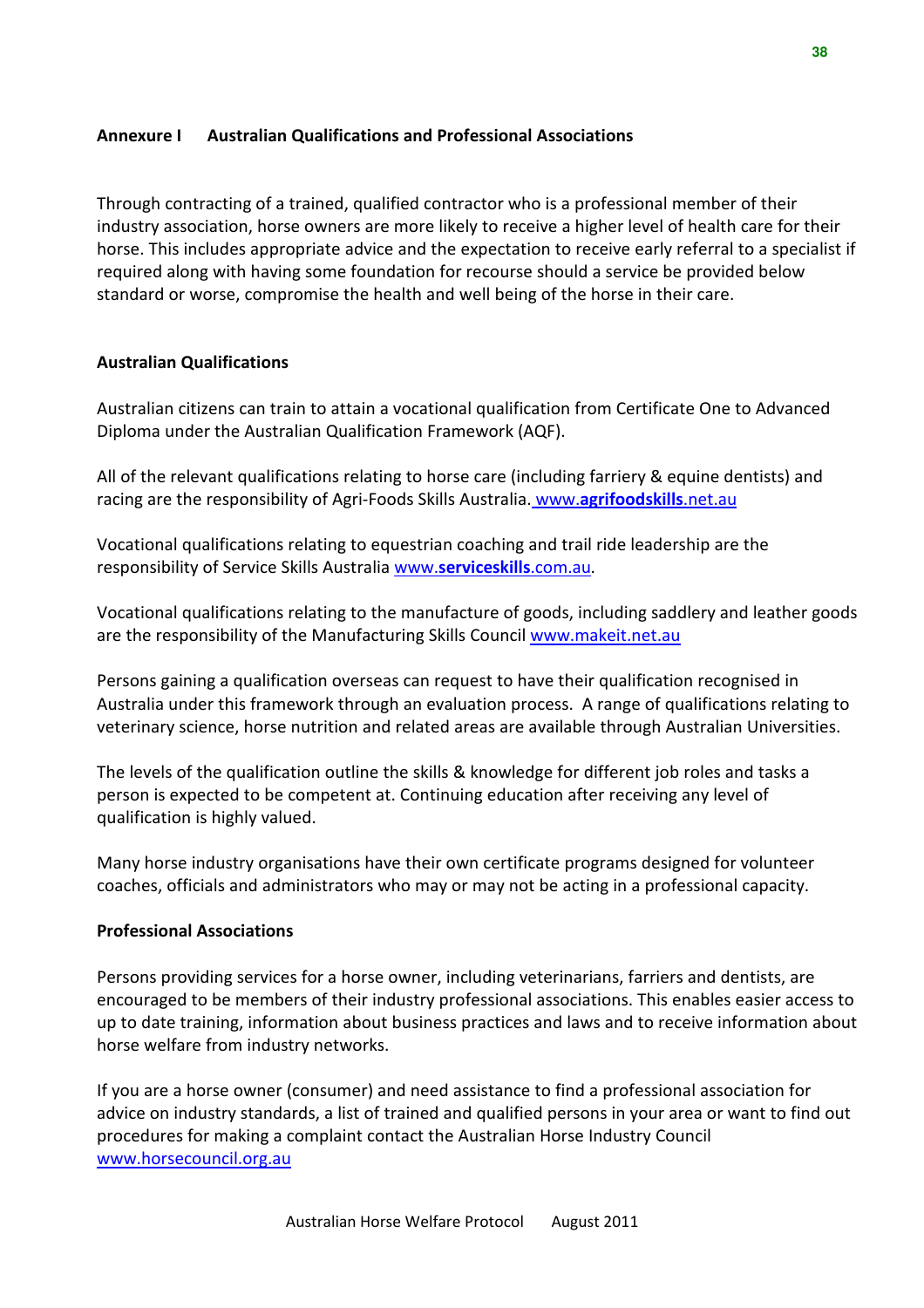## Annexure I Australian Qualifications and Professional Associations

Through contracting of a trained, qualified contractor who is a professional member of their industry association, horse owners are more likely to receive a higher level of health care for their horse. This includes appropriate advice and the expectation to receive early referral to a specialist if required along with having some foundation for recourse should a service be provided below standard or worse, compromise the health and well being of the horse in their care.

### Australian Qualifications

Australian citizens can train to attain a vocational qualification from Certificate One to Advanced Diploma under the Australian Qualification Framework (AQF).

All of the relevant qualifications relating to horse care (including farriery & equine dentists) and racing are the responsibility of Agri-Foods Skills Australia. www.**agrifoodskills**.net.au

Vocational qualifications relating to equestrian coaching and trail ride leadership are the responsibility of Service Skills Australia www.**serviceskills**.com.au.

Vocational qualifications relating to the manufacture of goods, including saddlery and leather goods are the responsibility of the Manufacturing Skills Council www.makeit.net.au

Persons gaining a qualification overseas can request to have their qualification recognised in Australia under this framework through an evaluation process. A range of qualifications relating to veterinary science, horse nutrition and related areas are available through Australian Universities.

The levels of the qualification outline the skills & knowledge for different job roles and tasks a person is expected to be competent at. Continuing education after receiving any level of qualification is highly valued.

Many horse industry organisations have their own certificate programs designed for volunteer coaches, officials and administrators who may or may not be acting in a professional capacity.

### Professional Associations

Persons providing services for a horse owner, including veterinarians, farriers and dentists, are encouraged to be members of their industry professional associations. This enables easier access to up to date training, information about business practices and laws and to receive information about horse welfare from industry networks.

If you are a horse owner (consumer) and need assistance to find a professional association for advice on industry standards, a list of trained and qualified persons in your area or want to find out procedures for making a complaint contact the Australian Horse Industry Council www.horsecouncil.org.au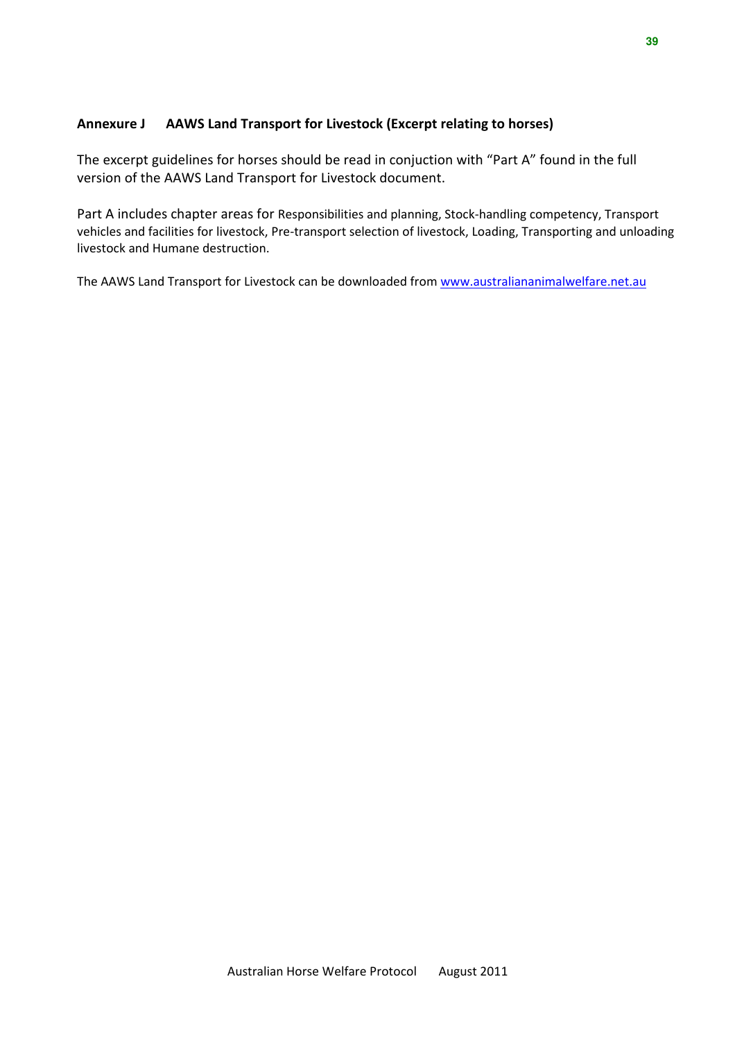## Annexure J AAWS Land Transport for Livestock (Excerpt relating to horses)

The excerpt guidelines for horses should be read in conjuction with "Part A" found in the full version of the AAWS Land Transport for Livestock document.

Part A includes chapter areas for Responsibilities and planning, Stock-handling competency, Transport vehicles and facilities for livestock, Pre-transport selection of livestock, Loading, Transporting and unloading livestock and Humane destruction.

The AAWS Land Transport for Livestock can be downloaded from www.australiananimalwelfare.net.au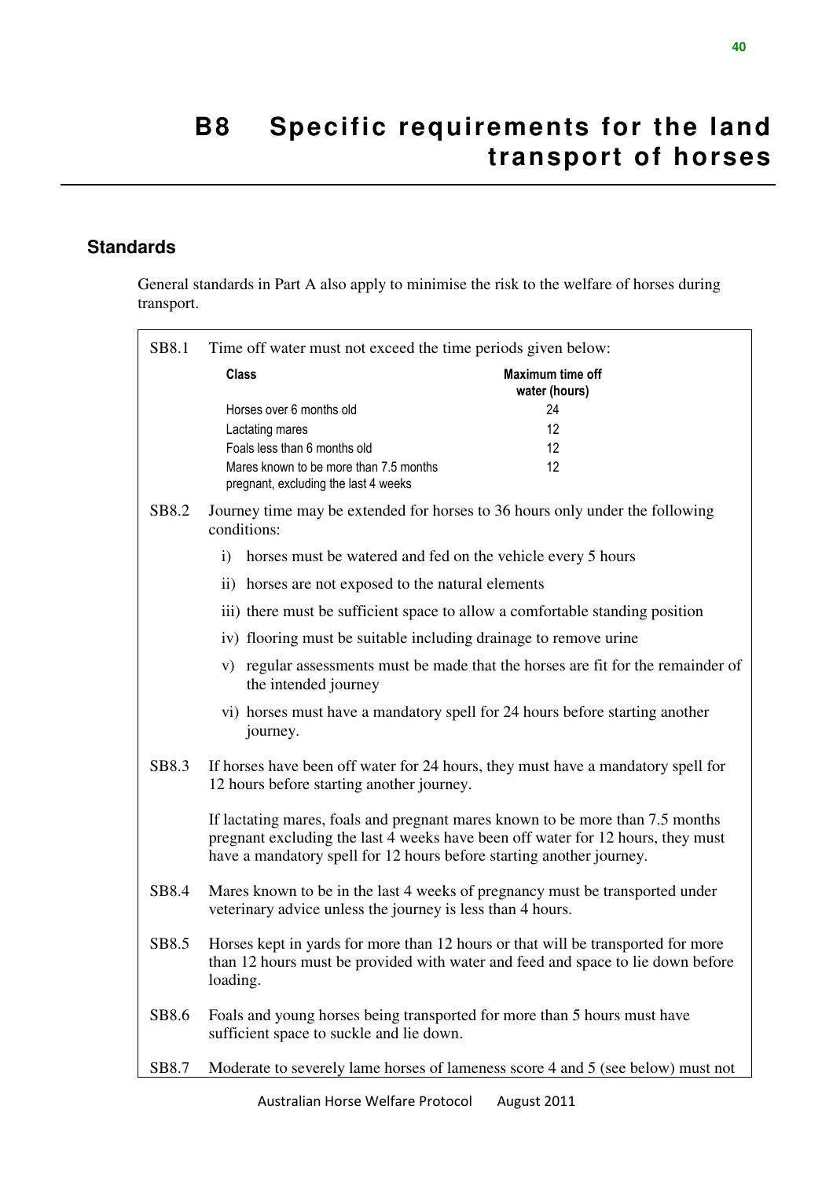# B8 Specific requirements for the land transport of horses

## Standards

General standards in Part A also apply to minimise the risk to the welfare of horses during transport.

SB8.1 Time off water must not exceed the time periods given below:

| Class | Maximum time off water (hours) |
|---|---|
| Horses over 6 months old | 24 |
| Lactating mares | 12 |
| Foals less than 6 months old | 12 |
| Mares known to be more than 7.5 months pregnant, excluding the last 4 weeks | 12 |

SB8.2 Journey time may be extended for horses to 36 hours only under the following conditions:

i) horses must be watered and fed on the vehicle every 5 hours

ii) horses are not exposed to the natural elements

iii) there must be sufficient space to allow a comfortable standing position

iv) flooring must be suitable including drainage to remove urine

v) regular assessments must be made that the horses are fit for the remainder of the intended journey

vi) horses must have a mandatory spell for 24 hours before starting another journey.

SB8.3 If horses have been off water for 24 hours, they must have a mandatory spell for 12 hours before starting another journey.

If lactating mares, foals and pregnant mares known to be more than 7.5 months pregnant excluding the last 4 weeks have been off water for 12 hours, they must have a mandatory spell for 12 hours before starting another journey.

SB8.4 Mares known to be in the last 4 weeks of pregnancy must be transported under veterinary advice unless the journey is less than 4 hours.

SB8.5 Horses kept in yards for more than 12 hours or that will be transported for more than 12 hours must be provided with water and feed and space to lie down before loading.

SB8.6 Foals and young horses being transported for more than 5 hours must have sufficient space to suckle and lie down.

SB8.7 Moderate to severely lame horses of lameness score 4 and 5 (see below) must not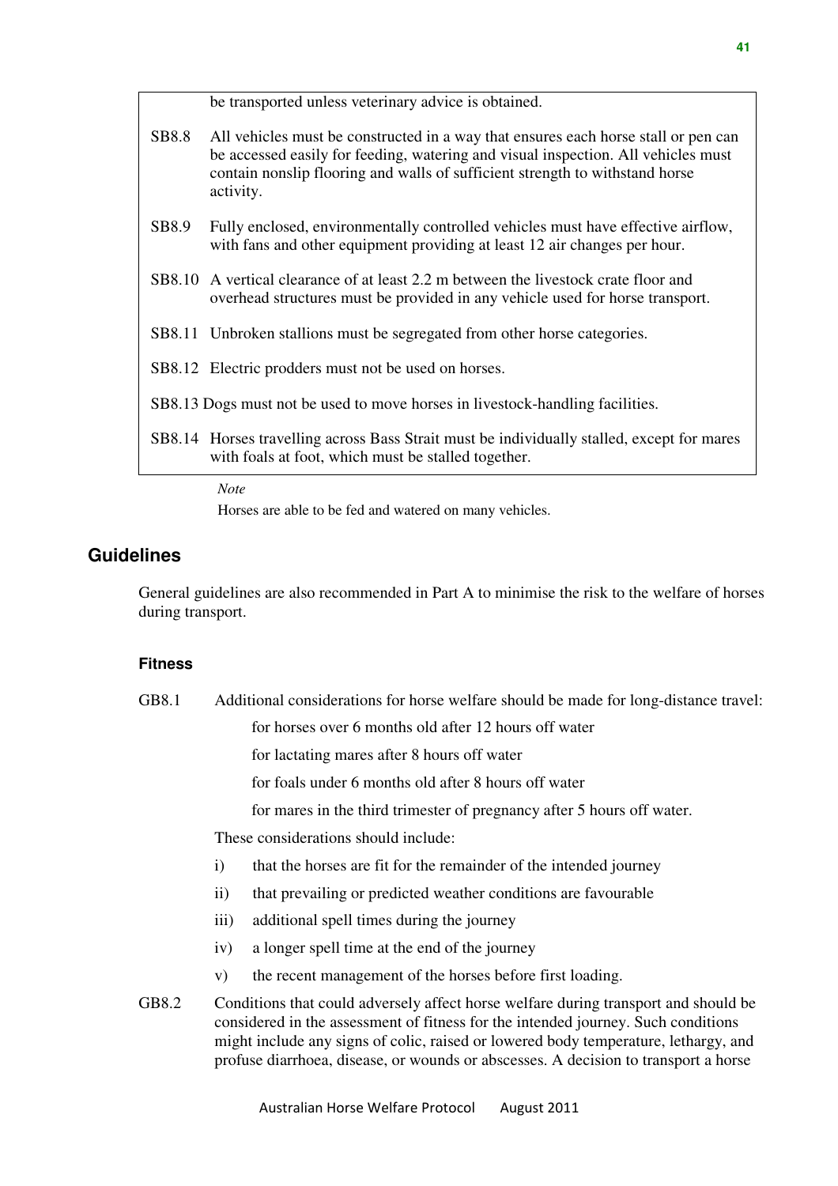be transported unless veterinary advice is obtained.

SB8.8 All vehicles must be constructed in a way that ensures each horse stall or pen can be accessed easily for feeding, watering and visual inspection. All vehicles must contain nonslip flooring and walls of sufficient strength to withstand horse activity.

SB8.9 Fully enclosed, environmentally controlled vehicles must have effective airflow, with fans and other equipment providing at least 12 air changes per hour.

SB8.10 A vertical clearance of at least 2.2 m between the livestock crate floor and overhead structures must be provided in any vehicle used for horse transport.

SB8.11 Unbroken stallions must be segregated from other horse categories.

SB8.12 Electric prodders must not be used on horses.

SB8.13 Dogs must not be used to move horses in livestock-handling facilities.

SB8.14 Horses travelling across Bass Strait must be individually stalled, except for mares with foals at foot, which must be stalled together.

*Note*

Horses are able to be fed and watered on many vehicles.

## Guidelines

General guidelines are also recommended in Part A to minimise the risk to the welfare of horses during transport.

### Fitness

GB8.1 Additional considerations for horse welfare should be made for long-distance travel:

for horses over 6 months old after 12 hours off water

for lactating mares after 8 hours off water

for foals under 6 months old after 8 hours off water

for mares in the third trimester of pregnancy after 5 hours off water.

These considerations should include:

i) that the horses are fit for the remainder of the intended journey

ii) that prevailing or predicted weather conditions are favourable

iii) additional spell times during the journey

iv) a longer spell time at the end of the journey

v) the recent management of the horses before first loading.

GB8.2 Conditions that could adversely affect horse welfare during transport and should be considered in the assessment of fitness for the intended journey. Such conditions might include any signs of colic, raised or lowered body temperature, lethargy, and profuse diarrhoea, disease, or wounds or abscesses. A decision to transport a horse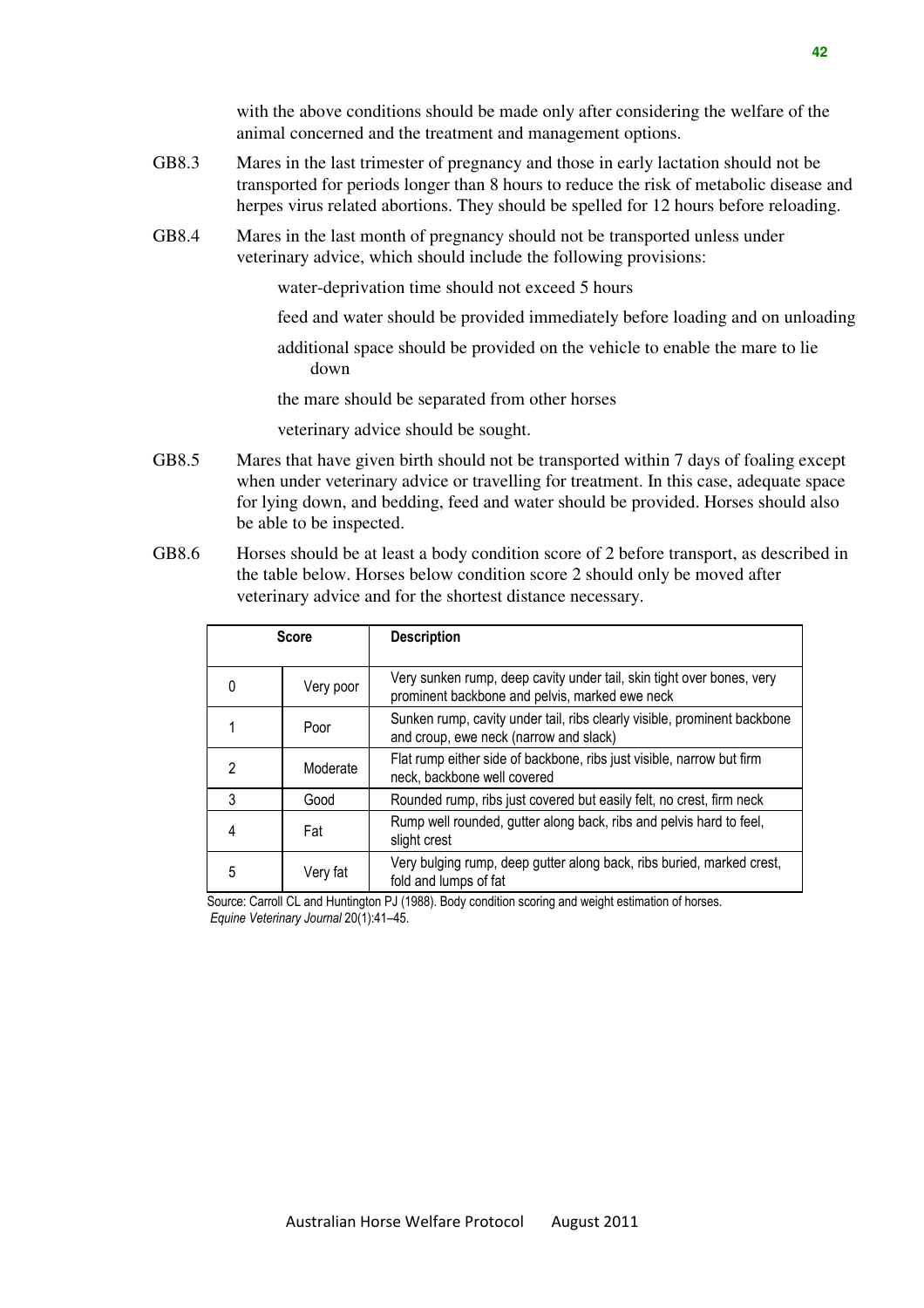with the above conditions should be made only after considering the welfare of the animal concerned and the treatment and management options.

GB8.3 Mares in the last trimester of pregnancy and those in early lactation should not be transported for periods longer than 8 hours to reduce the risk of metabolic disease and herpes virus related abortions. They should be spelled for 12 hours before reloading.

GB8.4 Mares in the last month of pregnancy should not be transported unless under veterinary advice, which should include the following provisions:

- water-deprivation time should not exceed 5 hours
- feed and water should be provided immediately before loading and on unloading
- additional space should be provided on the vehicle to enable the mare to lie down
- the mare should be separated from other horses
- veterinary advice should be sought.

GB8.5 Mares that have given birth should not be transported within 7 days of foaling except when under veterinary advice or travelling for treatment. In this case, adequate space for lying down, and bedding, feed and water should be provided. Horses should also be able to be inspected.

GB8.6 Horses should be at least a body condition score of 2 before transport, as described in the table below. Horses below condition score 2 should only be moved after veterinary advice and for the shortest distance necessary.

| Score | | Description |
|---|---|---|
| 0 | Very poor | Very sunken rump, deep cavity under tail, skin tight over bones, very prominent backbone and pelvis, marked ewe neck |
| 1 | Poor | Sunken rump, cavity under tail, ribs clearly visible, prominent backbone and croup, ewe neck (narrow and slack) |
| 2 | Moderate | Flat rump either side of backbone, ribs just visible, narrow but firm neck, backbone well covered |
| 3 | Good | Rounded rump, ribs just covered but easily felt, no crest, firm neck |
| 4 | Fat | Rump well rounded, gutter along back, ribs and pelvis hard to feel, slight crest |
| 5 | Very fat | Very bulging rump, deep gutter along back, ribs buried, marked crest, fold and lumps of fat |

Source: Carroll CL and Huntington PJ (1988). Body condition scoring and weight estimation of horses. *Equine Veterinary Journal* 20(1):41–45.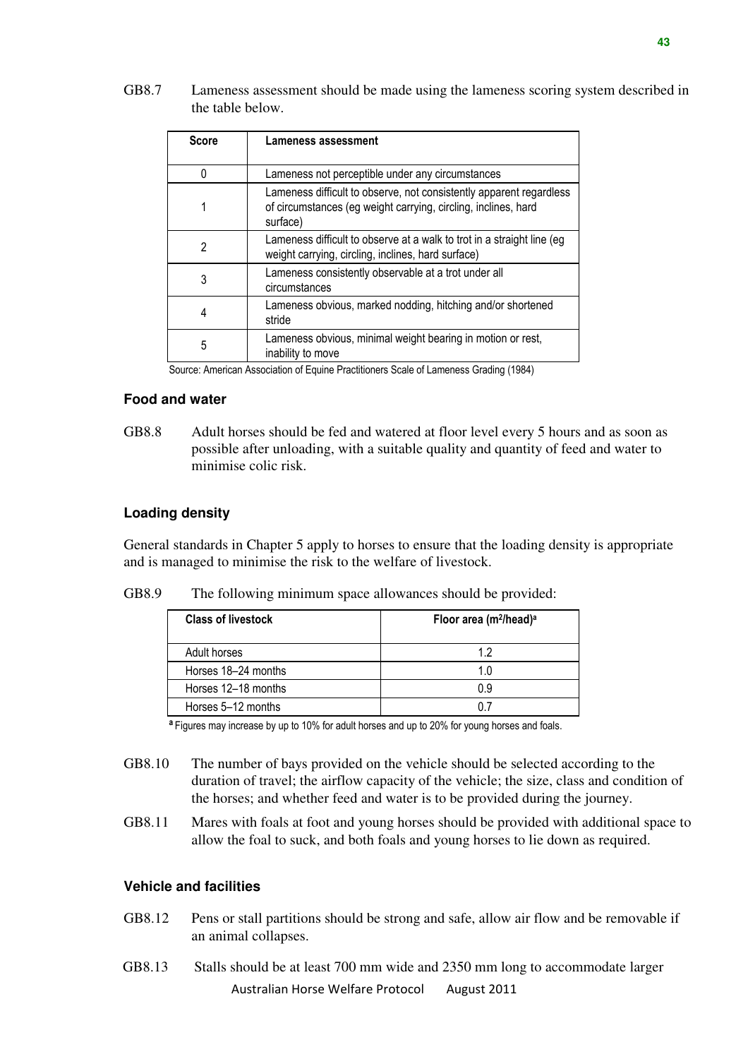GB8.7 Lameness assessment should be made using the lameness scoring system described in the table below.

| Score | Lameness assessment |
|---|---|
| 0 | Lameness not perceptible under any circumstances |
| 1 | Lameness difficult to observe, not consistently apparent regardless of circumstances (eg weight carrying, circling, inclines, hard surface) |
| 2 | Lameness difficult to observe at a walk to trot in a straight line (eg weight carrying, circling, inclines, hard surface) |
| 3 | Lameness consistently observable at a trot under all circumstances |
| 4 | Lameness obvious, marked nodding, hitching and/or shortened stride |
| 5 | Lameness obvious, minimal weight bearing in motion or rest, inability to move |

Source: American Association of Equine Practitioners Scale of Lameness Grading (1984)

### Food and water

GB8.8 Adult horses should be fed and watered at floor level every 5 hours and as soon as possible after unloading, with a suitable quality and quantity of feed and water to minimise colic risk.

### Loading density

General standards in Chapter 5 apply to horses to ensure that the loading density is appropriate and is managed to minimise the risk to the welfare of livestock.

GB8.9 The following minimum space allowances should be provided:

| Class of livestock | Floor area ($m^2$/head)[a] |
|---|---|
| Adult horses | 1.2 |
| Horses 18–24 months | 1.0 |
| Horses 12–18 months | 0.9 |
| Horses 5–12 months | 0.7 |

[a] Figures may increase by up to 10% for adult horses and up to 20% for young horses and foals.

GB8.10 The number of bays provided on the vehicle should be selected according to the duration of travel; the airflow capacity of the vehicle; the size, class and condition of the horses; and whether feed and water is to be provided during the journey.

GB8.11 Mares with foals at foot and young horses should be provided with additional space to allow the foal to suck, and both foals and young horses to lie down as required.

### Vehicle and facilities

GB8.12 Pens or stall partitions should be strong and safe, allow air flow and be removable if an animal collapses.

GB8.13 Stalls should be at least 700 mm wide and 2350 mm long to accommodate larger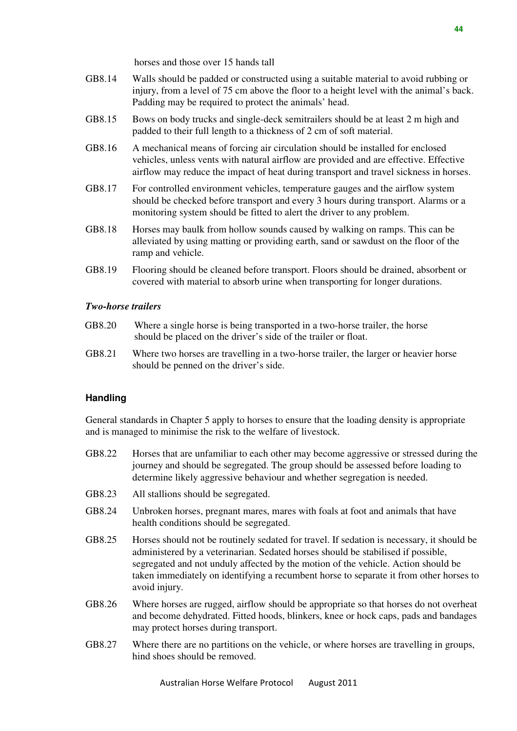horses and those over 15 hands tall

GB8.14 Walls should be padded or constructed using a suitable material to avoid rubbing or injury, from a level of 75 cm above the floor to a height level with the animal's back. Padding may be required to protect the animals' head.

GB8.15 Bows on body trucks and single-deck semitrailers should be at least 2 m high and padded to their full length to a thickness of 2 cm of soft material.

GB8.16 A mechanical means of forcing air circulation should be installed for enclosed vehicles, unless vents with natural airflow are provided and are effective. Effective airflow may reduce the impact of heat during transport and travel sickness in horses.

GB8.17 For controlled environment vehicles, temperature gauges and the airflow system should be checked before transport and every 3 hours during transport. Alarms or a monitoring system should be fitted to alert the driver to any problem.

GB8.18 Horses may baulk from hollow sounds caused by walking on ramps. This can be alleviated by using matting or providing earth, sand or sawdust on the floor of the ramp and vehicle.

GB8.19 Flooring should be cleaned before transport. Floors should be drained, absorbent or covered with material to absorb urine when transporting for longer durations.

***Two-horse trailers***

GB8.20 Where a single horse is being transported in a two-horse trailer, the horse should be placed on the driver's side of the trailer or float.

GB8.21 Where two horses are travelling in a two-horse trailer, the larger or heavier horse should be penned on the driver's side.

### Handling

General standards in Chapter 5 apply to horses to ensure that the loading density is appropriate and is managed to minimise the risk to the welfare of livestock.

GB8.22 Horses that are unfamiliar to each other may become aggressive or stressed during the journey and should be segregated. The group should be assessed before loading to determine likely aggressive behaviour and whether segregation is needed.

GB8.23 All stallions should be segregated.

GB8.24 Unbroken horses, pregnant mares, mares with foals at foot and animals that have health conditions should be segregated.

GB8.25 Horses should not be routinely sedated for travel. If sedation is necessary, it should be administered by a veterinarian. Sedated horses should be stabilised if possible, segregated and not unduly affected by the motion of the vehicle. Action should be taken immediately on identifying a recumbent horse to separate it from other horses to avoid injury.

GB8.26 Where horses are rugged, airflow should be appropriate so that horses do not overheat and become dehydrated. Fitted hoods, blinkers, knee or hock caps, pads and bandages may protect horses during transport.

GB8.27 Where there are no partitions on the vehicle, or where horses are travelling in groups, hind shoes should be removed.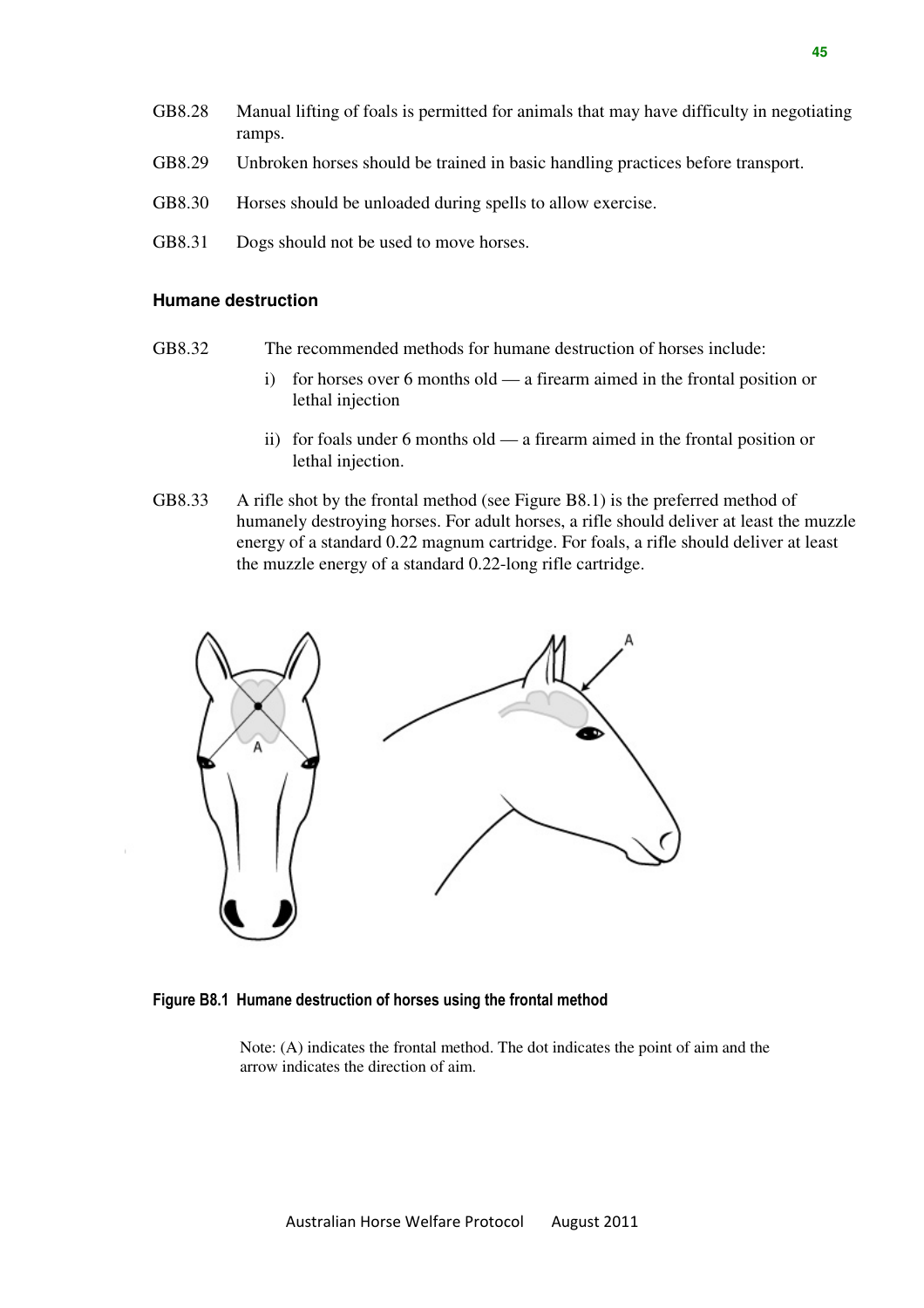GB8.28 Manual lifting of foals is permitted for animals that may have difficulty in negotiating ramps.

GB8.29 Unbroken horses should be trained in basic handling practices before transport.

GB8.30 Horses should be unloaded during spells to allow exercise.

GB8.31 Dogs should not be used to move horses.

### Humane destruction

GB8.32 The recommended methods for humane destruction of horses include:

i) for horses over 6 months old — a firearm aimed in the frontal position or lethal injection

ii) for foals under 6 months old — a firearm aimed in the frontal position or lethal injection.

GB8.33 A rifle shot by the frontal method (see Figure B8.1) is the preferred method of humanely destroying horses. For adult horses, a rifle should deliver at least the muzzle energy of a standard 0.22 magnum cartridge. For foals, a rifle should deliver at least the muzzle energy of a standard 0.22-long rifle cartridge.

A

A

**Figure B8.1 Humane destruction of horses using the frontal method**

Note: (A) indicates the frontal method. The dot indicates the point of aim and the arrow indicates the direction of aim.